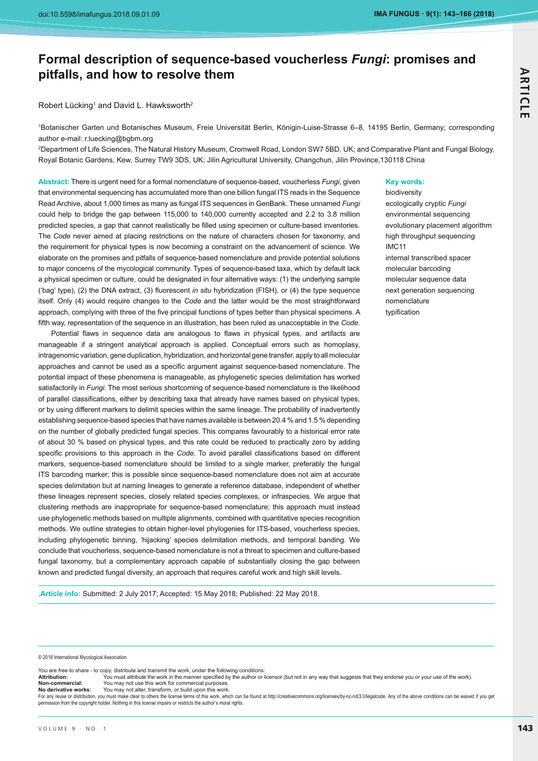# Formal description of sequence-based voucherless *Fungi*: promises and pitfalls, and how to resolve them

Robert Lücking[1] and David L. Hawksworth[2]

[1]Botanischer Garten und Botanisches Museum, Freie Universität Berlin, Königin-Luise-Strasse 6–8, 14195 Berlin, Germany; corresponding author e-mail: r.luecking@bgbm.org

[2]Department of Life Sciences, The Natural History Museum, Cromwell Road, London SW7 5BD, UK; and Comparative Plant and Fungal Biology, Royal Botanic Gardens, Kew, Surrey TW9 3DS, UK; Jilin Agricultural University, Changchun, Jilin Province,130118 China

**Abstract:** There is urgent need for a formal nomenclature of sequence-based, voucherless *Fungi*, given that environmental sequencing has accumulated more than one billion fungal ITS reads in the Sequence Read Archive, about 1,000 times as many as fungal ITS sequences in GenBank. These unnamed *Fungi* could help to bridge the gap between 115,000 to 140,000 currently accepted and 2.2 to 3.8 million predicted species, a gap that cannot realistically be filled using specimen or culture-based inventories. The *Code* never aimed at placing restrictions on the nature of characters chosen for taxonomy, and the requirement for physical types is now becoming a constraint on the advancement of science. We elaborate on the promises and pitfalls of sequence-based nomenclature and provide potential solutions to major concerns of the mycological community. Types of sequence-based taxa, which by default lack a physical specimen or culture, could be designated in four alternative ways: (1) the underlying sample ('bag' type), (2) the DNA extract, (3) fluorescent *in situ* hybridization (FISH), or (4) the type sequence itself. Only (4) would require changes to the *Code* and the latter would be the most straightforward approach, complying with three of the five principal functions of types better than physical specimens. A fifth way, representation of the sequence in an illustration, has been ruled as unacceptable in the *Code*.

Potential flaws in sequence data are analogous to flaws in physical types, and artifacts are manageable if a stringent analytical approach is applied. Conceptual errors such as homoplasy, intragenomic variation, gene duplication, hybridization, and horizontal gene transfer, apply to all molecular approaches and cannot be used as a specific argument against sequence-based nomenclature. The potential impact of these phenomena is manageable, as phylogenetic species delimitation has worked satisfactorily in *Fungi*. The most serious shortcoming of sequence-based nomenclature is the likelihood of parallel classifications, either by describing taxa that already have names based on physical types, or by using different markers to delimit species within the same lineage. The probability of inadvertently establishing sequence-based species that have names available is between 20.4 % and 1.5 % depending on the number of globally predicted fungal species. This compares favourably to a historical error rate of about 30 % based on physical types, and this rate could be reduced to practically zero by adding specific provisions to this approach in the *Code*. To avoid parallel classifications based on different markers, sequence-based nomenclature should be limited to a single marker, preferably the fungal ITS barcoding marker; this is possible since sequence-based nomenclature does not aim at accurate species delimitation but at naming lineages to generate a reference database, independent of whether these lineages represent species, closely related species complexes, or infraspecies. We argue that clustering methods are inappropriate for sequence-based nomenclature; this approach must instead use phylogenetic methods based on multiple alignments, combined with quantitative species recognition methods. We outline strategies to obtain higher-level phylogenies for ITS-based, voucherless species, including phylogenetic binning, 'hijacking' species delimitation methods, and temporal banding. We conclude that voucherless, sequence-based nomenclature is not a threat to specimen and culture-based fungal taxonomy, but a complementary approach capable of substantially closing the gap between known and predicted fungal diversity, an approach that requires careful work and high skill levels.

**Key words:**
biodiversity
ecologically cryptic *Fungi*
environmental sequencing
evolutionary placement algorithm
high throughput sequencing
IMC11
internal transcribed spacer
molecular barcoding
molecular sequence data
next generation sequencing
nomenclature
typification

**Article info:** Submitted: 2 July 2017; Accepted: 15 May 2018; Published: 22 May 2018.

© 2018 International Mycological Association

You are free to share - to copy, distribute and transmit the work, under the following conditions:
**Attribution:** You must attribute the work in the manner specified by the author or licensor (but not in any way that suggests that they endorse you or your use of the work).
**Non-commercial:** You may not use this work for commercial purposes.
**No derivative works:** You may not alter, transform, or build upon this work.
For any reuse or distribution, you must make clear to others the license terms of this work, which can be found at http://creativecommons.org/licenses/by-nc-nd/3.0/legalcode. Any of the above conditions can be waived if you get permission from the copyright holder. Nothing in this license impairs or restricts the author's moral rights.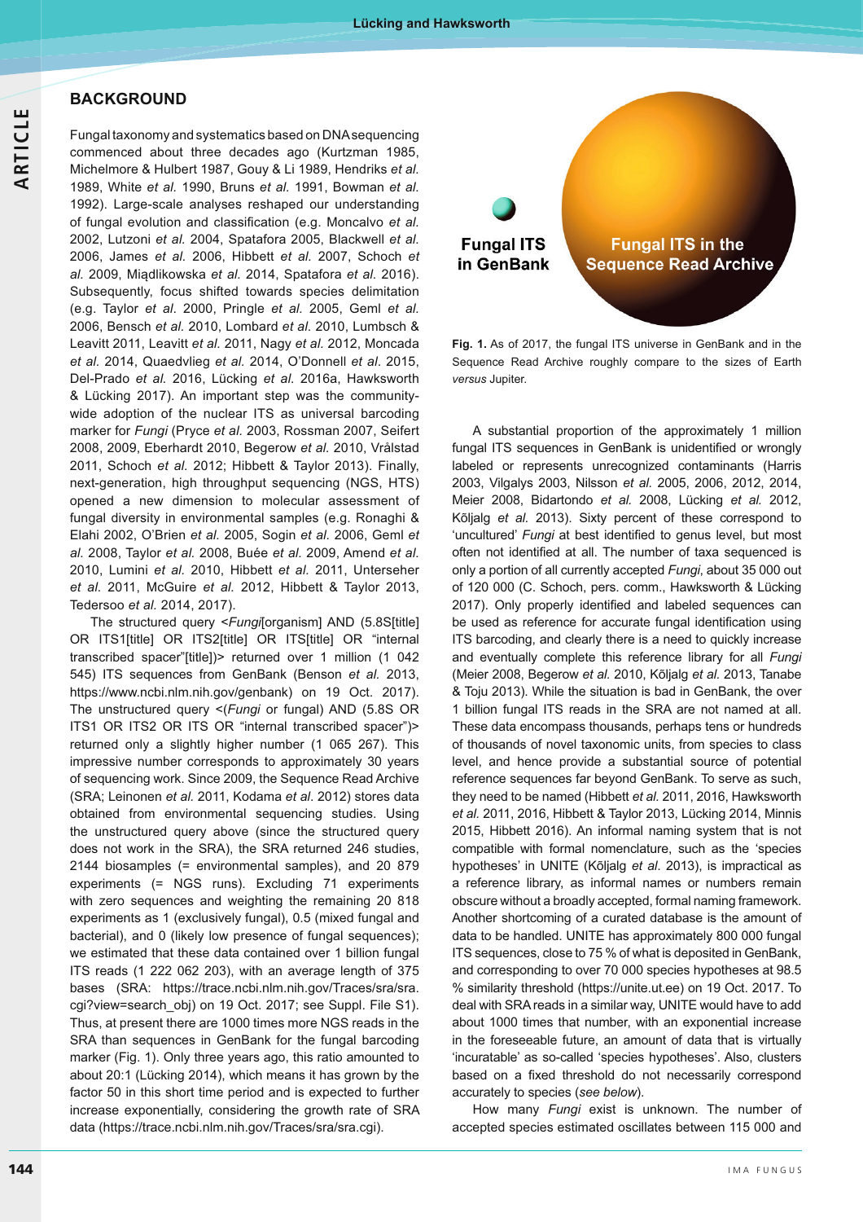## BACKGROUND

Fungal taxonomy and systematics based on DNA sequencing commenced about three decades ago (Kurtzman 1985, Michelmore & Hulbert 1987, Gouy & Li 1989, Hendriks *et al.* 1989, White *et al.* 1990, Bruns *et al.* 1991, Bowman *et al.* 1992). Large-scale analyses reshaped our understanding of fungal evolution and classification (e.g. Moncalvo *et al.* 2002, Lutzoni *et al.* 2004, Spatafora 2005, Blackwell *et al.* 2006, James *et al.* 2006, Hibbett *et al.* 2007, Schoch *et al.* 2009, Miądlikowska *et al.* 2014, Spatafora *et al.* 2016). Subsequently, focus shifted towards species delimitation (e.g. Taylor *et al.* 2000, Pringle *et al.* 2005, Geml *et al.* 2006, Bensch *et al.* 2010, Lombard *et al.* 2010, Lumbsch & Leavitt 2011, Leavitt *et al.* 2011, Nagy *et al.* 2012, Moncada *et al.* 2014, Quaedvlieg *et al.* 2014, O'Donnell *et al.* 2015, Del-Prado *et al.* 2016, Lücking *et al.* 2016a, Hawksworth & Lücking 2017). An important step was the community-wide adoption of the nuclear ITS as universal barcoding marker for *Fungi* (Pryce *et al.* 2003, Rossman 2007, Seifert 2008, 2009, Eberhardt 2010, Begerow *et al.* 2010, Vrålstad 2011, Schoch *et al.* 2012; Hibbett & Taylor 2013). Finally, next-generation, high throughput sequencing (NGS, HTS) opened a new dimension to molecular assessment of fungal diversity in environmental samples (e.g. Ronaghi & Elahi 2002, O'Brien *et al.* 2005, Sogin *et al.* 2006, Geml *et al.* 2008, Taylor *et al.* 2008, Buée *et al.* 2009, Amend *et al.* 2010, Lumini *et al.* 2010, Hibbett *et al.* 2011, Unterseher *et al.* 2011, McGuire *et al.* 2012, Hibbett & Taylor 2013, Tedersoo *et al.* 2014, 2017).

The structured query <*Fungi*[organism] AND (5.8S[title] OR ITS1[title] OR ITS2[title] OR ITS[title] OR "internal transcribed spacer"[title])> returned over 1 million (1 042 545) ITS sequences from GenBank (Benson *et al.* 2013, https://www.ncbi.nlm.nih.gov/genbank) on 19 Oct. 2017). The unstructured query <(*Fungi* or fungal) AND (5.8S OR ITS1 OR ITS2 OR ITS OR "internal transcribed spacer")> returned only a slightly higher number (1 065 267). This impressive number corresponds to approximately 30 years of sequencing work. Since 2009, the Sequence Read Archive (SRA; Leinonen *et al.* 2011, Kodama *et al.* 2012) stores data obtained from environmental sequencing studies. Using the unstructured query above (since the structured query does not work in the SRA), the SRA returned 246 studies, 2144 biosamples (= environmental samples), and 20 879 experiments (= NGS runs). Excluding 71 experiments with zero sequences and weighting the remaining 20 818 experiments as 1 (exclusively fungal), 0.5 (mixed fungal and bacterial), and 0 (likely low presence of fungal sequences); we estimated that these data contained over 1 billion fungal ITS reads (1 222 062 203), with an average length of 375 bases (SRA: https://trace.ncbi.nlm.nih.gov/Traces/sra/sra.cgi?view=search_obj) on 19 Oct. 2017; see Suppl. File S1). Thus, at present there are 1000 times more NGS reads in the SRA than sequences in GenBank for the fungal barcoding marker (Fig. 1). Only three years ago, this ratio amounted to about 20:1 (Lücking 2014), which means it has grown by the factor 50 in this short time period and is expected to further increase exponentially, considering the growth rate of SRA data (https://trace.ncbi.nlm.nih.gov/Traces/sra/sra.cgi).

**Fig. 1.** As of 2017, the fungal ITS universe in GenBank and in the Sequence Read Archive roughly compare to the sizes of Earth *versus* Jupiter.

A substantial proportion of the approximately 1 million fungal ITS sequences in GenBank is unidentified or wrongly labeled or represents unrecognized contaminants (Harris 2003, Vilgalys 2003, Nilsson *et al.* 2005, 2006, 2012, 2014, Meier 2008, Bidartondo *et al.* 2008, Lücking *et al.* 2012, Kõljalg *et al.* 2013). Sixty percent of these correspond to 'uncultured' *Fungi* at best identified to genus level, but most often not identified at all. The number of taxa sequenced is only a portion of all currently accepted *Fungi*, about 35 000 out of 120 000 (C. Schoch, pers. comm., Hawksworth & Lücking 2017). Only properly identified and labeled sequences can be used as reference for accurate fungal identification using ITS barcoding, and clearly there is a need to quickly increase and eventually complete this reference library for all *Fungi* (Meier 2008, Begerow *et al.* 2010, Kõljalg *et al.* 2013, Tanabe & Toju 2013). While the situation is bad in GenBank, the over 1 billion fungal ITS reads in the SRA are not named at all. These data encompass thousands, perhaps tens or hundreds of thousands of novel taxonomic units, from species to class level, and hence provide a substantial source of potential reference sequences far beyond GenBank. To serve as such, they need to be named (Hibbett *et al.* 2011, 2016, Hawksworth *et al.* 2011, 2016, Hibbett & Taylor 2013, Lücking 2014, Minnis 2015, Hibbett 2016). An informal naming system that is not compatible with formal nomenclature, such as the 'species hypotheses' in UNITE (Kõljalg *et al.* 2013), is impractical as a reference library, as informal names or numbers remain obscure without a broadly accepted, formal naming framework. Another shortcoming of a curated database is the amount of data to be handled. UNITE has approximately 800 000 fungal ITS sequences, close to 75 % of what is deposited in GenBank, and corresponding to over 70 000 species hypotheses at 98.5 % similarity threshold (https://unite.ut.ee) on 19 Oct. 2017. To deal with SRA reads in a similar way, UNITE would have to add about 1000 times that number, with an exponential increase in the foreseeable future, an amount of data that is virtually 'incuratable' as so-called 'species hypotheses'. Also, clusters based on a fixed threshold do not necessarily correspond accurately to species (*see below*).

How many *Fungi* exist is unknown. The number of accepted species estimated oscillates between 115 000 and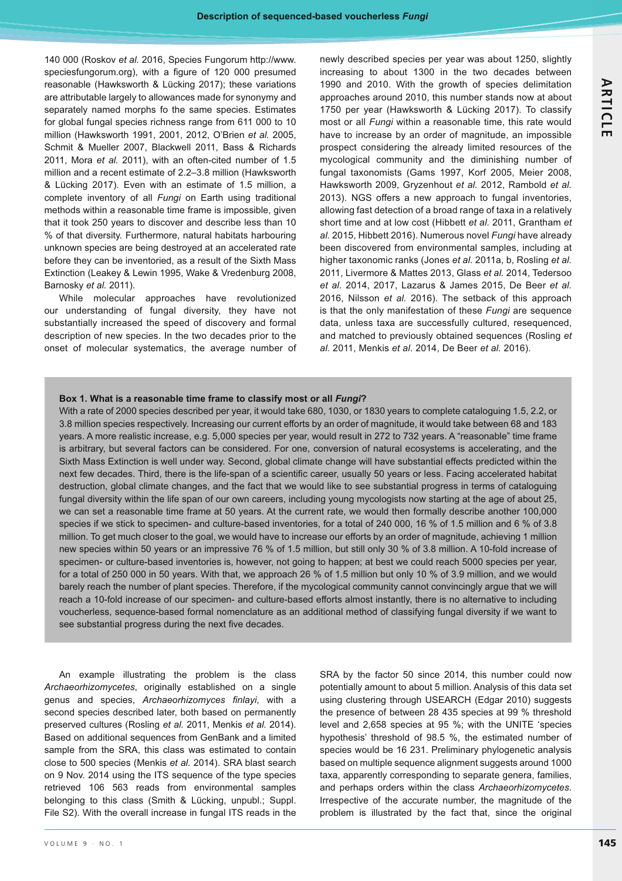140 000 (Roskov *et al.* 2016, Species Fungorum http://www.speciesfungorum.org), with a figure of 120 000 presumed reasonable (Hawksworth & Lücking 2017); these variations are attributable largely to allowances made for synonymy and separately named morphs fo the same species. Estimates for global fungal species richness range from 611 000 to 10 million (Hawksworth 1991, 2001, 2012, O'Brien *et al.* 2005, Schmit & Mueller 2007, Blackwell 2011, Bass & Richards 2011, Mora *et al.* 2011), with an often-cited number of 1.5 million and a recent estimate of 2.2–3.8 million (Hawksworth & Lücking 2017). Even with an estimate of 1.5 million, a complete inventory of all *Fungi* on Earth using traditional methods within a reasonable time frame is impossible, given that it took 250 years to discover and describe less than 10 % of that diversity. Furthermore, natural habitats harbouring unknown species are being destroyed at an accelerated rate before they can be inventoried, as a result of the Sixth Mass Extinction (Leakey & Lewin 1995, Wake & Vredenburg 2008, Barnosky *et al.* 2011).

While molecular approaches have revolutionized our understanding of fungal diversity, they have not substantially increased the speed of discovery and formal description of new species. In the two decades prior to the onset of molecular systematics, the average number of newly described species per year was about 1250, slightly increasing to about 1300 in the two decades between 1990 and 2010. With the growth of species delimitation approaches around 2010, this number stands now at about 1750 per year (Hawksworth & Lücking 2017). To classify most or all *Fungi* within a reasonable time, this rate would have to increase by an order of magnitude, an impossible prospect considering the already limited resources of the mycological community and the diminishing number of fungal taxonomists (Gams 1997, Korf 2005, Meier 2008, Hawksworth 2009, Gryzenhout *et al.* 2012, Rambold *et al.* 2013). NGS offers a new approach to fungal inventories, allowing fast detection of a broad range of taxa in a relatively short time and at low cost (Hibbett *et al.* 2011, Grantham *et al.* 2015, Hibbett 2016). Numerous novel *Fungi* have already been discovered from environmental samples, including at higher taxonomic ranks (Jones *et al.* 2011a, b, Rosling *et al.* 2011, Livermore & Mattes 2013, Glass *et al.* 2014, Tedersoo *et al.* 2014, 2017, Lazarus & James 2015, De Beer *et al.* 2016, Nilsson *et al.* 2016). The setback of this approach is that the only manifestation of these *Fungi* are sequence data, unless taxa are successfully cultured, resequenced, and matched to previously obtained sequences (Rosling *et al.* 2011, Menkis *et al.* 2014, De Beer *et al.* 2016).

> **Box 1. What is a reasonable time frame to classify most or all *Fungi*?**
>
> With a rate of 2000 species described per year, it would take 680, 1030, or 1830 years to complete cataloguing 1.5, 2.2, or 3.8 million species respectively. Increasing our current efforts by an order of magnitude, it would take between 68 and 183 years. A more realistic increase, e.g. 5,000 species per year, would result in 272 to 732 years. A "reasonable" time frame is arbitrary, but several factors can be considered. For one, conversion of natural ecosystems is accelerating, and the Sixth Mass Extinction is well under way. Second, global climate change will have substantial effects predicted within the next few decades. Third, there is the life-span of a scientific career, usually 50 years or less. Facing accelerated habitat destruction, global climate changes, and the fact that we would like to see substantial progress in terms of cataloguing fungal diversity within the life span of our own careers, including young mycologists now starting at the age of about 25, we can set a reasonable time frame at 50 years. At the current rate, we would then formally describe another 100,000 species if we stick to specimen- and culture-based inventories, for a total of 240 000, 16 % of 1.5 million and 6 % of 3.8 million. To get much closer to the goal, we would have to increase our efforts by an order of magnitude, achieving 1 million new species within 50 years or an impressive 76 % of 1.5 million, but still only 30 % of 3.8 million. A 10-fold increase of specimen- or culture-based inventories is, however, not going to happen; at best we could reach 5000 species per year, for a total of 250 000 in 50 years. With that, we approach 26 % of 1.5 million but only 10 % of 3.9 million, and we would barely reach the number of plant species. Therefore, if the mycological community cannot convincingly argue that we will reach a 10-fold increase of our specimen- and culture-based efforts almost instantly, there is no alternative to including voucherless, sequence-based formal nomenclature as an additional method of classifying fungal diversity if we want to see substantial progress during the next five decades.

An example illustrating the problem is the class *Archaeorhizomycetes*, originally established on a single genus and species, *Archaeorhizomyces finlayi*, with a second species described later, both based on permanently preserved cultures (Rosling *et al.* 2011, Menkis *et al.* 2014). Based on additional sequences from GenBank and a limited sample from the SRA, this class was estimated to contain close to 500 species (Menkis *et al.* 2014). SRA blast search on 9 Nov. 2014 using the ITS sequence of the type species retrieved 106 563 reads from environmental samples belonging to this class (Smith & Lücking, unpubl.; Suppl. File S2). With the overall increase in fungal ITS reads in the SRA by the factor 50 since 2014, this number could now potentially amount to about 5 million. Analysis of this data set using clustering through USEARCH (Edgar 2010) suggests the presence of between 28 435 species at 99 % threshold level and 2,658 species at 95 %; with the UNITE 'species hypothesis' threshold of 98.5 %, the estimated number of species would be 16 231. Preliminary phylogenetic analysis based on multiple sequence alignment suggests around 1000 taxa, apparently corresponding to separate genera, families, and perhaps orders within the class *Archaeorhizomycetes*. Irrespective of the accurate number, the magnitude of the problem is illustrated by the fact that, since the original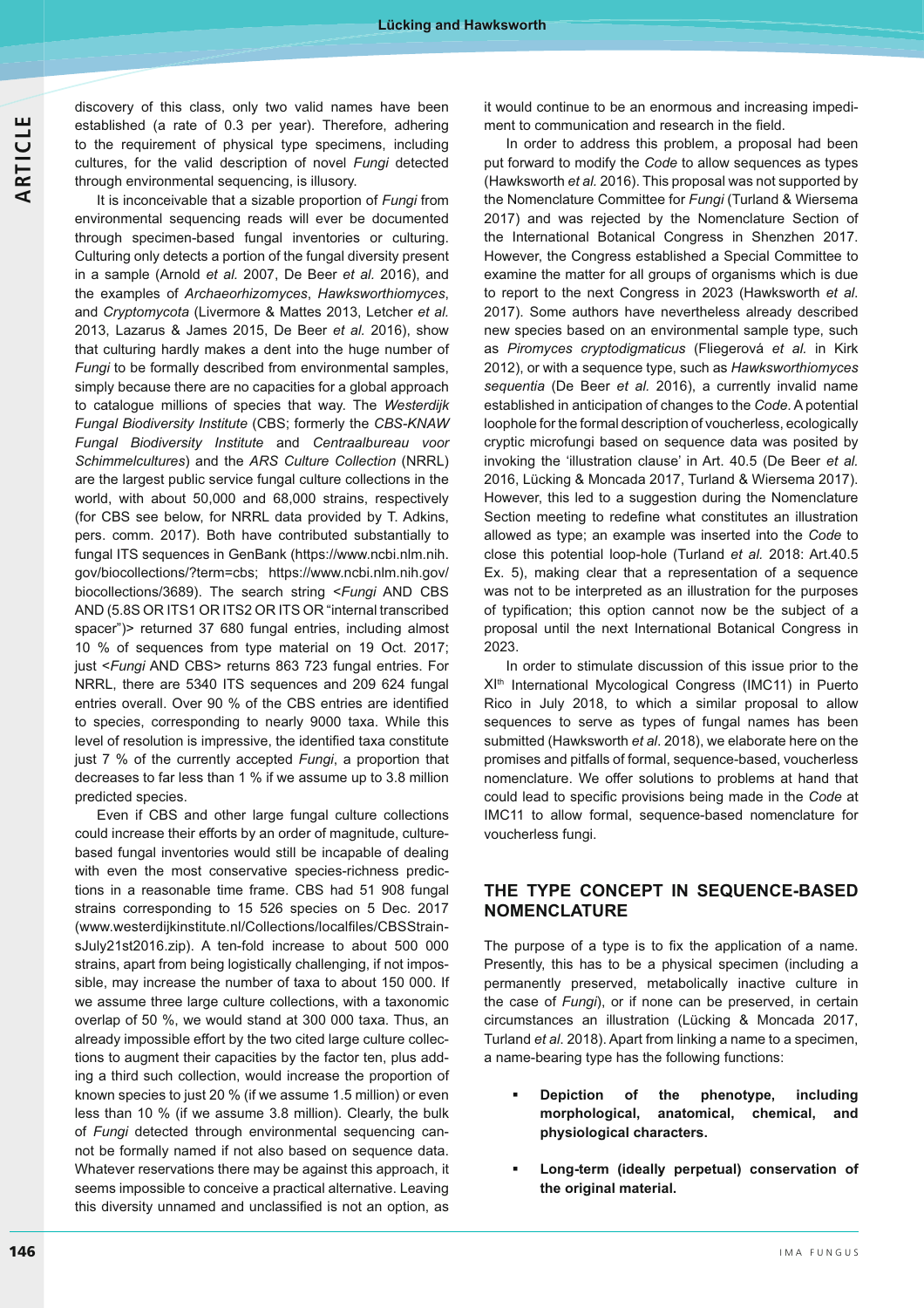discovery of this class, only two valid names have been established (a rate of 0.3 per year). Therefore, adhering to the requirement of physical type specimens, including cultures, for the valid description of novel *Fungi* detected through environmental sequencing, is illusory.

It is inconceivable that a sizable proportion of *Fungi* from environmental sequencing reads will ever be documented through specimen-based fungal inventories or culturing. Culturing only detects a portion of the fungal diversity present in a sample (Arnold *et al.* 2007, De Beer *et al.* 2016), and the examples of *Archaeorhizomyces*, *Hawksworthiomyces*, and *Cryptomycota* (Livermore & Mattes 2013, Letcher *et al.* 2013, Lazarus & James 2015, De Beer *et al.* 2016), show that culturing hardly makes a dent into the huge number of *Fungi* to be formally described from environmental samples, simply because there are no capacities for a global approach to catalogue millions of species that way. The *Westerdijk Fungal Biodiversity Institute* (CBS; formerly the *CBS-KNAW Fungal Biodiversity Institute* and *Centraalbureau voor Schimmelcultures*) and the *ARS Culture Collection* (NRRL) are the largest public service fungal culture collections in the world, with about 50,000 and 68,000 strains, respectively (for CBS see below, for NRRL data provided by T. Adkins, pers. comm. 2017). Both have contributed substantially to fungal ITS sequences in GenBank (https://www.ncbi.nlm.nih.gov/biocollections/?term=cbs; https://www.ncbi.nlm.nih.gov/biocollections/3689). The search string <*Fungi* AND CBS AND (5.8S OR ITS1 OR ITS2 OR ITS OR "internal transcribed spacer")> returned 37 680 fungal entries, including almost 10 % of sequences from type material on 19 Oct. 2017; just <*Fungi* AND CBS> returns 863 723 fungal entries. For NRRL, there are 5340 ITS sequences and 209 624 fungal entries overall. Over 90 % of the CBS entries are identified to species, corresponding to nearly 9000 taxa. While this level of resolution is impressive, the identified taxa constitute just 7 % of the currently accepted *Fungi*, a proportion that decreases to far less than 1 % if we assume up to 3.8 million predicted species.

Even if CBS and other large fungal culture collections could increase their efforts by an order of magnitude, culture-based fungal inventories would still be incapable of dealing with even the most conservative species-richness predictions in a reasonable time frame. CBS had 51 908 fungal strains corresponding to 15 526 species on 5 Dec. 2017 (www.westerdijkinstitute.nl/Collections/localfiles/CBSStrainsJuly21st2016.zip). A ten-fold increase to about 500 000 strains, apart from being logistically challenging, if not impossible, may increase the number of taxa to about 150 000. If we assume three large culture collections, with a taxonomic overlap of 50 %, we would stand at 300 000 taxa. Thus, an already impossible effort by the two cited large culture collections to augment their capacities by the factor ten, plus adding a third such collection, would increase the proportion of known species to just 20 % (if we assume 1.5 million) or even less than 10 % (if we assume 3.8 million). Clearly, the bulk of *Fungi* detected through environmental sequencing cannot be formally named if not also based on sequence data. Whatever reservations there may be against this approach, it seems impossible to conceive a practical alternative. Leaving this diversity unnamed and unclassified is not an option, as it would continue to be an enormous and increasing impediment to communication and research in the field.

In order to address this problem, a proposal had been put forward to modify the *Code* to allow sequences as types (Hawksworth *et al.* 2016). This proposal was not supported by the Nomenclature Committee for *Fungi* (Turland & Wiersema 2017) and was rejected by the Nomenclature Section of the International Botanical Congress in Shenzhen 2017. However, the Congress established a Special Committee to examine the matter for all groups of organisms which is due to report to the next Congress in 2023 (Hawksworth *et al.* 2017). Some authors have nevertheless already described new species based on an environmental sample type, such as *Piromyces cryptodigmaticus* (Fliegerová *et al.* in Kirk 2012), or with a sequence type, such as *Hawksworthiomyces sequentia* (De Beer *et al.* 2016), a currently invalid name established in anticipation of changes to the *Code*. A potential loophole for the formal description of voucherless, ecologically cryptic microfungi based on sequence data was posited by invoking the 'illustration clause' in Art. 40.5 (De Beer *et al.* 2016, Lücking & Moncada 2017, Turland & Wiersema 2017). However, this led to a suggestion during the Nomenclature Section meeting to redefine what constitutes an illustration allowed as type; an example was inserted into the *Code* to close this potential loop-hole (Turland *et al.* 2018: Art.40.5 Ex. 5), making clear that a representation of a sequence was not to be interpreted as an illustration for the purposes of typification; this option cannot now be the subject of a proposal until the next International Botanical Congress in 2023.

In order to stimulate discussion of this issue prior to the XI[th] International Mycological Congress (IMC11) in Puerto Rico in July 2018, to which a similar proposal to allow sequences to serve as types of fungal names has been submitted (Hawksworth *et al*. 2018), we elaborate here on the promises and pitfalls of formal, sequence-based, voucherless nomenclature. We offer solutions to problems at hand that could lead to specific provisions being made in the *Code* at IMC11 to allow formal, sequence-based nomenclature for voucherless fungi.

## THE TYPE CONCEPT IN SEQUENCE-BASED NOMENCLATURE

The purpose of a type is to fix the application of a name. Presently, this has to be a physical specimen (including a permanently preserved, metabolically inactive culture in the case of *Fungi*), or if none can be preserved, in certain circumstances an illustration (Lücking & Moncada 2017, Turland *et al*. 2018). Apart from linking a name to a specimen, a name-bearing type has the following functions:

- **Depiction of the phenotype, including morphological, anatomical, chemical, and physiological characters.**
- **Long-term (ideally perpetual) conservation of the original material.**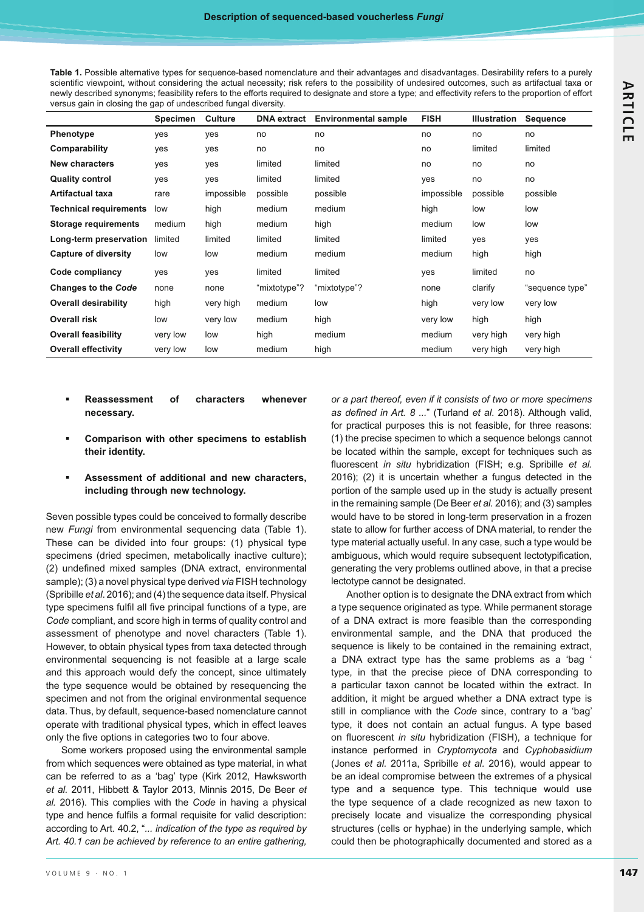**Table 1.** Possible alternative types for sequence-based nomenclature and their advantages and disadvantages. Desirability refers to a purely scientific viewpoint, without considering the actual necessity; risk refers to the possibility of undesired outcomes, such as artifactual taxa or newly described synonyms; feasibility refers to the efforts required to designate and store a type; and effectivity refers to the proportion of effort versus gain in closing the gap of undescribed fungal diversity.

| | Specimen | Culture | DNA extract | Environmental sample | FISH | Illustration | Sequence |
|---|---|---|---|---|---|---|---|
| **Phenotype** | yes | yes | no | no | no | no | no |
| **Comparability** | yes | yes | no | no | no | limited | limited |
| **New characters** | yes | yes | limited | limited | no | no | no |
| **Quality control** | yes | yes | limited | limited | yes | no | no |
| **Artifactual taxa** | rare | impossible | possible | possible | impossible | possible | possible |
| **Technical requirements** | low | high | medium | medium | high | low | low |
| **Storage requirements** | medium | high | medium | high | medium | low | low |
| **Long-term preservation** | limited | limited | limited | limited | limited | yes | yes |
| **Capture of diversity** | low | low | medium | medium | medium | high | high |
| **Code compliancy** | yes | yes | limited | limited | yes | limited | no |
| **Changes to the *Code*** | none | none | "mixtotype"? | "mixtotype"? | none | clarify | "sequence type" |
| **Overall desirability** | high | very high | medium | low | high | very low | very low |
| **Overall risk** | low | very low | medium | high | very low | high | high |
| **Overall feasibility** | very low | low | high | medium | medium | very high | very high |
| **Overall effectivity** | very low | low | medium | high | medium | very high | very high |

- **Reassessment of characters whenever necessary.**
- **Comparison with other specimens to establish their identity.**
- **Assessment of additional and new characters, including through new technology.**

Seven possible types could be conceived to formally describe new *Fungi* from environmental sequencing data (Table 1). These can be divided into four groups: (1) physical type specimens (dried specimen, metabolically inactive culture); (2) undefined mixed samples (DNA extract, environmental sample); (3) a novel physical type derived *via* FISH technology (Spribille *et al.* 2016); and (4) the sequence data itself. Physical type specimens fulfil all five principal functions of a type, are *Code* compliant, and score high in terms of quality control and assessment of phenotype and novel characters (Table 1). However, to obtain physical types from taxa detected through environmental sequencing is not feasible at a large scale and this approach would defy the concept, since ultimately the type sequence would be obtained by resequencing the specimen and not from the original environmental sequence data. Thus, by default, sequence-based nomenclature cannot operate with traditional physical types, which in effect leaves only the five options in categories two to four above.

Some workers proposed using the environmental sample from which sequences were obtained as type material, in what can be referred to as a 'bag' type (Kirk 2012, Hawksworth *et al.* 2011, Hibbett & Taylor 2013, Minnis 2015, De Beer *et al.* 2016). This complies with the *Code* in having a physical type and hence fulfils a formal requisite for valid description: according to Art. 40.2, "*... indication of the type as required by Art. 40.1 can be achieved by reference to an entire gathering, or a part thereof, even if it consists of two or more specimens as defined in Art. 8 ...*" (Turland *et al.* 2018). Although valid, for practical purposes this is not feasible, for three reasons: (1) the precise specimen to which a sequence belongs cannot be located within the sample, except for techniques such as fluorescent *in situ* hybridization (FISH; e.g. Spribille *et al.* 2016); (2) it is uncertain whether a fungus detected in the portion of the sample used up in the study is actually present in the remaining sample (De Beer *et al.* 2016); and (3) samples would have to be stored in long-term preservation in a frozen state to allow for further access of DNA material, to render the type material actually useful. In any case, such a type would be ambiguous, which would require subsequent lectotypification, generating the very problems outlined above, in that a precise lectotype cannot be designated.

Another option is to designate the DNA extract from which a type sequence originated as type. While permanent storage of a DNA extract is more feasible than the corresponding environmental sample, and the DNA that produced the sequence is likely to be contained in the remaining extract, a DNA extract type has the same problems as a 'bag ' type, in that the precise piece of DNA corresponding to a particular taxon cannot be located within the extract. In addition, it might be argued whether a DNA extract type is still in compliance with the *Code* since, contrary to a 'bag' type, it does not contain an actual fungus. A type based on fluorescent *in situ* hybridization (FISH), a technique for instance performed in *Cryptomycota* and *Cyphobasidium* (Jones *et al.* 2011a, Spribille *et al.* 2016), would appear to be an ideal compromise between the extremes of a physical type and a sequence type. This technique would use the type sequence of a clade recognized as new taxon to precisely locate and visualize the corresponding physical structures (cells or hyphae) in the underlying sample, which could then be photographically documented and stored as a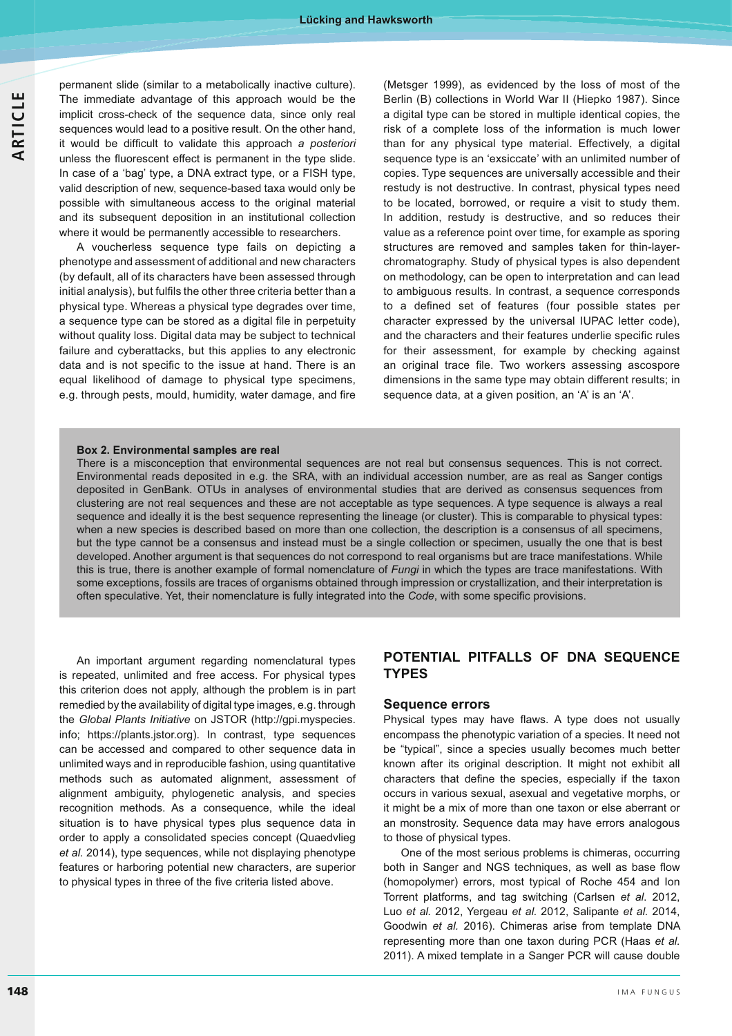permanent slide (similar to a metabolically inactive culture). The immediate advantage of this approach would be the implicit cross-check of the sequence data, since only real sequences would lead to a positive result. On the other hand, it would be difficult to validate this approach *a posteriori* unless the fluorescent effect is permanent in the type slide. In case of a 'bag' type, a DNA extract type, or a FISH type, valid description of new, sequence-based taxa would only be possible with simultaneous access to the original material and its subsequent deposition in an institutional collection where it would be permanently accessible to researchers.

A voucherless sequence type fails on depicting a phenotype and assessment of additional and new characters (by default, all of its characters have been assessed through initial analysis), but fulfils the other three criteria better than a physical type. Whereas a physical type degrades over time, a sequence type can be stored as a digital file in perpetuity without quality loss. Digital data may be subject to technical failure and cyberattacks, but this applies to any electronic data and is not specific to the issue at hand. There is an equal likelihood of damage to physical type specimens, e.g. through pests, mould, humidity, water damage, and fire (Metsger 1999), as evidenced by the loss of most of the Berlin (B) collections in World War II (Hiepko 1987). Since a digital type can be stored in multiple identical copies, the risk of a complete loss of the information is much lower than for any physical type material. Effectively, a digital sequence type is an 'exsiccate' with an unlimited number of copies. Type sequences are universally accessible and their restudy is not destructive. In contrast, physical types need to be located, borrowed, or require a visit to study them. In addition, restudy is destructive, and so reduces their value as a reference point over time, for example as sporing structures are removed and samples taken for thin-layer-chromatography. Study of physical types is also dependent on methodology, can be open to interpretation and can lead to ambiguous results. In contrast, a sequence corresponds to a defined set of features (four possible states per character expressed by the universal IUPAC letter code), and the characters and their features underlie specific rules for their assessment, for example by checking against an original trace file. Two workers assessing ascospore dimensions in the same type may obtain different results; in sequence data, at a given position, an 'A' is an 'A'.

**Box 2. Environmental samples are real**

There is a misconception that environmental sequences are not real but consensus sequences. This is not correct. Environmental reads deposited in e.g. the SRA, with an individual accession number, are as real as Sanger contigs deposited in GenBank. OTUs in analyses of environmental studies that are derived as consensus sequences from clustering are not real sequences and these are not acceptable as type sequences. A type sequence is always a real sequence and ideally it is the best sequence representing the lineage (or cluster). This is comparable to physical types: when a new species is described based on more than one collection, the description is a consensus of all specimens, but the type cannot be a consensus and instead must be a single collection or specimen, usually the one that is best developed. Another argument is that sequences do not correspond to real organisms but are trace manifestations. While this is true, there is another example of formal nomenclature of *Fungi* in which the types are trace manifestations. With some exceptions, fossils are traces of organisms obtained through impression or crystallization, and their interpretation is often speculative. Yet, their nomenclature is fully integrated into the *Code*, with some specific provisions.

An important argument regarding nomenclatural types is repeated, unlimited and free access. For physical types this criterion does not apply, although the problem is in part remedied by the availability of digital type images, e.g. through the *Global Plants Initiative* on JSTOR (http://gpi.myspecies.info; https://plants.jstor.org). In contrast, type sequences can be accessed and compared to other sequence data in unlimited ways and in reproducible fashion, using quantitative methods such as automated alignment, assessment of alignment ambiguity, phylogenetic analysis, and species recognition methods. As a consequence, while the ideal situation is to have physical types plus sequence data in order to apply a consolidated species concept (Quaedvlieg *et al.* 2014), type sequences, while not displaying phenotype features or harboring potential new characters, are superior to physical types in three of the five criteria listed above.

## POTENTIAL PITFALLS OF DNA SEQUENCE TYPES

### Sequence errors

Physical types may have flaws. A type does not usually encompass the phenotypic variation of a species. It need not be "typical", since a species usually becomes much better known after its original description. It might not exhibit all characters that define the species, especially if the taxon occurs in various sexual, asexual and vegetative morphs, or it might be a mix of more than one taxon or else aberrant or an monstrosity. Sequence data may have errors analogous to those of physical types.

One of the most serious problems is chimeras, occurring both in Sanger and NGS techniques, as well as base flow (homopolymer) errors, most typical of Roche 454 and Ion Torrent platforms, and tag switching (Carlsen *et al.* 2012, Luo *et al.* 2012, Yergeau *et al.* 2012, Salipante *et al.* 2014, Goodwin *et al.* 2016). Chimeras arise from template DNA representing more than one taxon during PCR (Haas *et al.* 2011). A mixed template in a Sanger PCR will cause double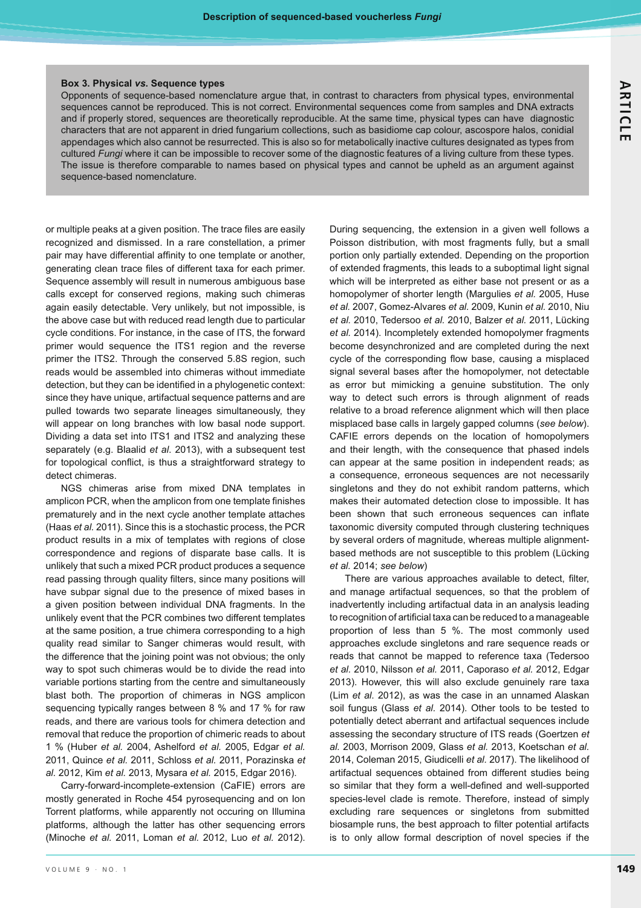**Box 3. Physical *vs.* Sequence types**

Opponents of sequence-based nomenclature argue that, in contrast to characters from physical types, environmental sequences cannot be reproduced. This is not correct. Environmental sequences come from samples and DNA extracts and if properly stored, sequences are theoretically reproducible. At the same time, physical types can have diagnostic characters that are not apparent in dried fungarium collections, such as basidiome cap colour, ascospore halos, conidial appendages which also cannot be resurrected. This is also so for metabolically inactive cultures designated as types from cultured *Fungi* where it can be impossible to recover some of the diagnostic features of a living culture from these types. The issue is therefore comparable to names based on physical types and cannot be upheld as an argument against sequence-based nomenclature.

or multiple peaks at a given position. The trace files are easily recognized and dismissed. In a rare constellation, a primer pair may have differential affinity to one template or another, generating clean trace files of different taxa for each primer. Sequence assembly will result in numerous ambiguous base calls except for conserved regions, making such chimeras again easily detectable. Very unlikely, but not impossible, is the above case but with reduced read length due to particular cycle conditions. For instance, in the case of ITS, the forward primer would sequence the ITS1 region and the reverse primer the ITS2. Through the conserved 5.8S region, such reads would be assembled into chimeras without immediate detection, but they can be identified in a phylogenetic context: since they have unique, artifactual sequence patterns and are pulled towards two separate lineages simultaneously, they will appear on long branches with low basal node support. Dividing a data set into ITS1 and ITS2 and analyzing these separately (e.g. Blaalid *et al.* 2013), with a subsequent test for topological conflict, is thus a straightforward strategy to detect chimeras.

NGS chimeras arise from mixed DNA templates in amplicon PCR, when the amplicon from one template finishes prematurely and in the next cycle another template attaches (Haas *et al.* 2011). Since this is a stochastic process, the PCR product results in a mix of templates with regions of close correspondence and regions of disparate base calls. It is unlikely that such a mixed PCR product produces a sequence read passing through quality filters, since many positions will have subpar signal due to the presence of mixed bases in a given position between individual DNA fragments. In the unlikely event that the PCR combines two different templates at the same position, a true chimera corresponding to a high quality read similar to Sanger chimeras would result, with the difference that the joining point was not obvious; the only way to spot such chimeras would be to divide the read into variable portions starting from the centre and simultaneously blast both. The proportion of chimeras in NGS amplicon sequencing typically ranges between 8 % and 17 % for raw reads, and there are various tools for chimera detection and removal that reduce the proportion of chimeric reads to about 1 % (Huber *et al.* 2004, Ashelford *et al.* 2005, Edgar *et al.* 2011, Quince *et al.* 2011, Schloss *et al.* 2011, Porazinska *et al.* 2012, Kim *et al.* 2013, Mysara *et al.* 2015, Edgar 2016).

Carry-forward-incomplete-extension (CaFIE) errors are mostly generated in Roche 454 pyrosequencing and on Ion Torrent platforms, while apparently not occuring on Illumina platforms, although the latter has other sequencing errors (Minoche *et al.* 2011, Loman *et al.* 2012, Luo *et al.* 2012). During sequencing, the extension in a given well follows a Poisson distribution, with most fragments fully, but a small portion only partially extended. Depending on the proportion of extended fragments, this leads to a suboptimal light signal which will be interpreted as either base not present or as a homopolymer of shorter length (Margulies *et al.* 2005, Huse *et al.* 2007, Gomez-Alvares *et al.* 2009, Kunin *et al.* 2010, Niu *et al.* 2010, Tedersoo *et al.* 2010, Balzer *et al.* 2011, Lücking *et al.* 2014). Incompletely extended homopolymer fragments become desynchronized and are completed during the next cycle of the corresponding flow base, causing a misplaced signal several bases after the homopolymer, not detectable as error but mimicking a genuine substitution. The only way to detect such errors is through alignment of reads relative to a broad reference alignment which will then place misplaced base calls in largely gapped columns (*see below*). CAFIE errors depends on the location of homopolymers and their length, with the consequence that phased indels can appear at the same position in independent reads; as a consequence, erroneous sequences are not necessarily singletons and they do not exhibit random patterns, which makes their automated detection close to impossible. It has been shown that such erroneous sequences can inflate taxonomic diversity computed through clustering techniques by several orders of magnitude, whereas multiple alignment-based methods are not susceptible to this problem (Lücking *et al.* 2014; *see below*)

There are various approaches available to detect, filter, and manage artifactual sequences, so that the problem of inadvertently including artifactual data in an analysis leading to recognition of artificial taxa can be reduced to a manageable proportion of less than 5 %. The most commonly used approaches exclude singletons and rare sequence reads or reads that cannot be mapped to reference taxa (Tedersoo *et al.* 2010, Nilsson *et al.* 2011, Caporaso *et al.* 2012, Edgar 2013). However, this will also exclude genuinely rare taxa (Lim *et al.* 2012), as was the case in an unnamed Alaskan soil fungus (Glass *et al.* 2014). Other tools to be tested to potentially detect aberrant and artifactual sequences include assessing the secondary structure of ITS reads (Goertzen *et al.* 2003, Morrison 2009, Glass *et al.* 2013, Koetschan *et al.* 2014, Coleman 2015, Giudicelli *et al.* 2017). The likelihood of artifactual sequences obtained from different studies being so similar that they form a well-defined and well-supported species-level clade is remote. Therefore, instead of simply excluding rare sequences or singletons from submitted biosample runs, the best approach to filter potential artifacts is to only allow formal description of novel species if the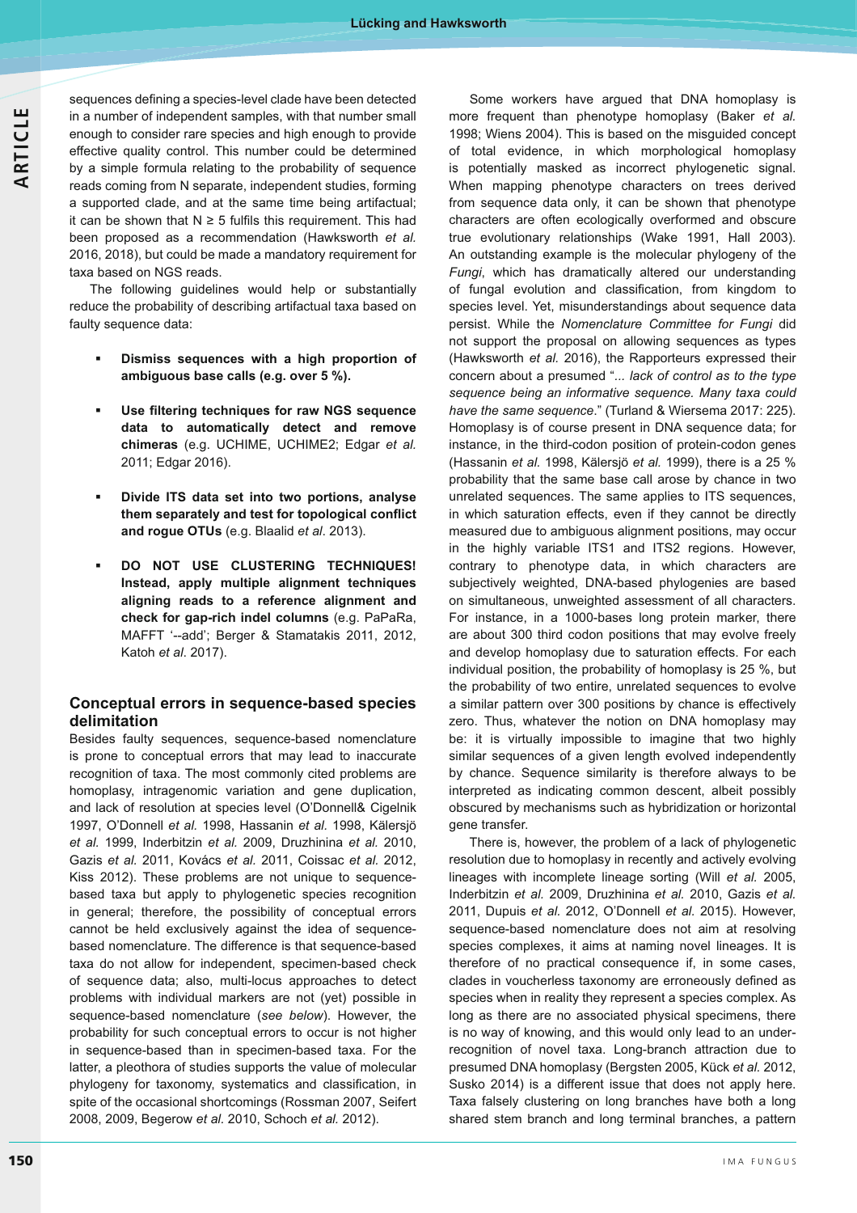sequences defining a species-level clade have been detected in a number of independent samples, with that number small enough to consider rare species and high enough to provide effective quality control. This number could be determined by a simple formula relating to the probability of sequence reads coming from N separate, independent studies, forming a supported clade, and at the same time being artifactual; it can be shown that $N \geq 5$ fulfils this requirement. This had been proposed as a recommendation (Hawksworth *et al.* 2016, 2018), but could be made a mandatory requirement for taxa based on NGS reads.

The following guidelines would help or substantially reduce the probability of describing artifactual taxa based on faulty sequence data:

- **Dismiss sequences with a high proportion of ambiguous base calls (e.g. over 5 %).**
- **Use filtering techniques for raw NGS sequence data to automatically detect and remove chimeras** (e.g. UCHIME, UCHIME2; Edgar *et al.* 2011; Edgar 2016).
- **Divide ITS data set into two portions, analyse them separately and test for topological conflict and rogue OTUs** (e.g. Blaalid *et al*. 2013).
- **DO NOT USE CLUSTERING TECHNIQUES! Instead, apply multiple alignment techniques aligning reads to a reference alignment and check for gap-rich indel columns** (e.g. PaPaRa, MAFFT '--add'; Berger & Stamatakis 2011, 2012, Katoh *et al*. 2017).

## Conceptual errors in sequence-based species delimitation

Besides faulty sequences, sequence-based nomenclature is prone to conceptual errors that may lead to inaccurate recognition of taxa. The most commonly cited problems are homoplasy, intragenomic variation and gene duplication, and lack of resolution at species level (O'Donnell& Cigelnik 1997, O'Donnell *et al.* 1998, Hassanin *et al.* 1998, Kälersjö *et al.* 1999, Inderbitzin *et al.* 2009, Druzhinina *et al.* 2010, Gazis *et al.* 2011, Kovács *et al.* 2011, Coissac *et al.* 2012, Kiss 2012). These problems are not unique to sequence-based taxa but apply to phylogenetic species recognition in general; therefore, the possibility of conceptual errors cannot be held exclusively against the idea of sequence-based nomenclature. The difference is that sequence-based taxa do not allow for independent, specimen-based check of sequence data; also, multi-locus approaches to detect problems with individual markers are not (yet) possible in sequence-based nomenclature (*see below*). However, the probability for such conceptual errors to occur is not higher in sequence-based than in specimen-based taxa. For the latter, a pleothora of studies supports the value of molecular phylogeny for taxonomy, systematics and classification, in spite of the occasional shortcomings (Rossman 2007, Seifert 2008, 2009, Begerow *et al.* 2010, Schoch *et al.* 2012).

Some workers have argued that DNA homoplasy is more frequent than phenotype homoplasy (Baker *et al.* 1998; Wiens 2004). This is based on the misguided concept of total evidence, in which morphological homoplasy is potentially masked as incorrect phylogenetic signal. When mapping phenotype characters on trees derived from sequence data only, it can be shown that phenotype characters are often ecologically overformed and obscure true evolutionary relationships (Wake 1991, Hall 2003). An outstanding example is the molecular phylogeny of the *Fungi*, which has dramatically altered our understanding of fungal evolution and classification, from kingdom to species level. Yet, misunderstandings about sequence data persist. While the *Nomenclature Committee for Fungi* did not support the proposal on allowing sequences as types (Hawksworth *et al.* 2016), the Rapporteurs expressed their concern about a presumed "*... lack of control as to the type sequence being an informative sequence. Many taxa could have the same sequence*." (Turland & Wiersema 2017: 225). Homoplasy is of course present in DNA sequence data; for instance, in the third-codon position of protein-codon genes (Hassanin *et al.* 1998, Kälersjö *et al.* 1999), there is a 25 % probability that the same base call arose by chance in two unrelated sequences. The same applies to ITS sequences, in which saturation effects, even if they cannot be directly measured due to ambiguous alignment positions, may occur in the highly variable ITS1 and ITS2 regions. However, contrary to phenotype data, in which characters are subjectively weighted, DNA-based phylogenies are based on simultaneous, unweighted assessment of all characters. For instance, in a 1000-bases long protein marker, there are about 300 third codon positions that may evolve freely and develop homoplasy due to saturation effects. For each individual position, the probability of homoplasy is 25 %, but the probability of two entire, unrelated sequences to evolve a similar pattern over 300 positions by chance is effectively zero. Thus, whatever the notion on DNA homoplasy may be: it is virtually impossible to imagine that two highly similar sequences of a given length evolved independently by chance. Sequence similarity is therefore always to be interpreted as indicating common descent, albeit possibly obscured by mechanisms such as hybridization or horizontal gene transfer.

There is, however, the problem of a lack of phylogenetic resolution due to homoplasy in recently and actively evolving lineages with incomplete lineage sorting (Will *et al.* 2005, Inderbitzin *et al.* 2009, Druzhinina *et al.* 2010, Gazis *et al.* 2011, Dupuis *et al.* 2012, O'Donnell *et al.* 2015). However, sequence-based nomenclature does not aim at resolving species complexes, it aims at naming novel lineages. It is therefore of no practical consequence if, in some cases, clades in voucherless taxonomy are erroneously defined as species when in reality they represent a species complex. As long as there are no associated physical specimens, there is no way of knowing, and this would only lead to an under-recognition of novel taxa. Long-branch attraction due to presumed DNA homoplasy (Bergsten 2005, Kück *et al.* 2012, Susko 2014) is a different issue that does not apply here. Taxa falsely clustering on long branches have both a long shared stem branch and long terminal branches, a pattern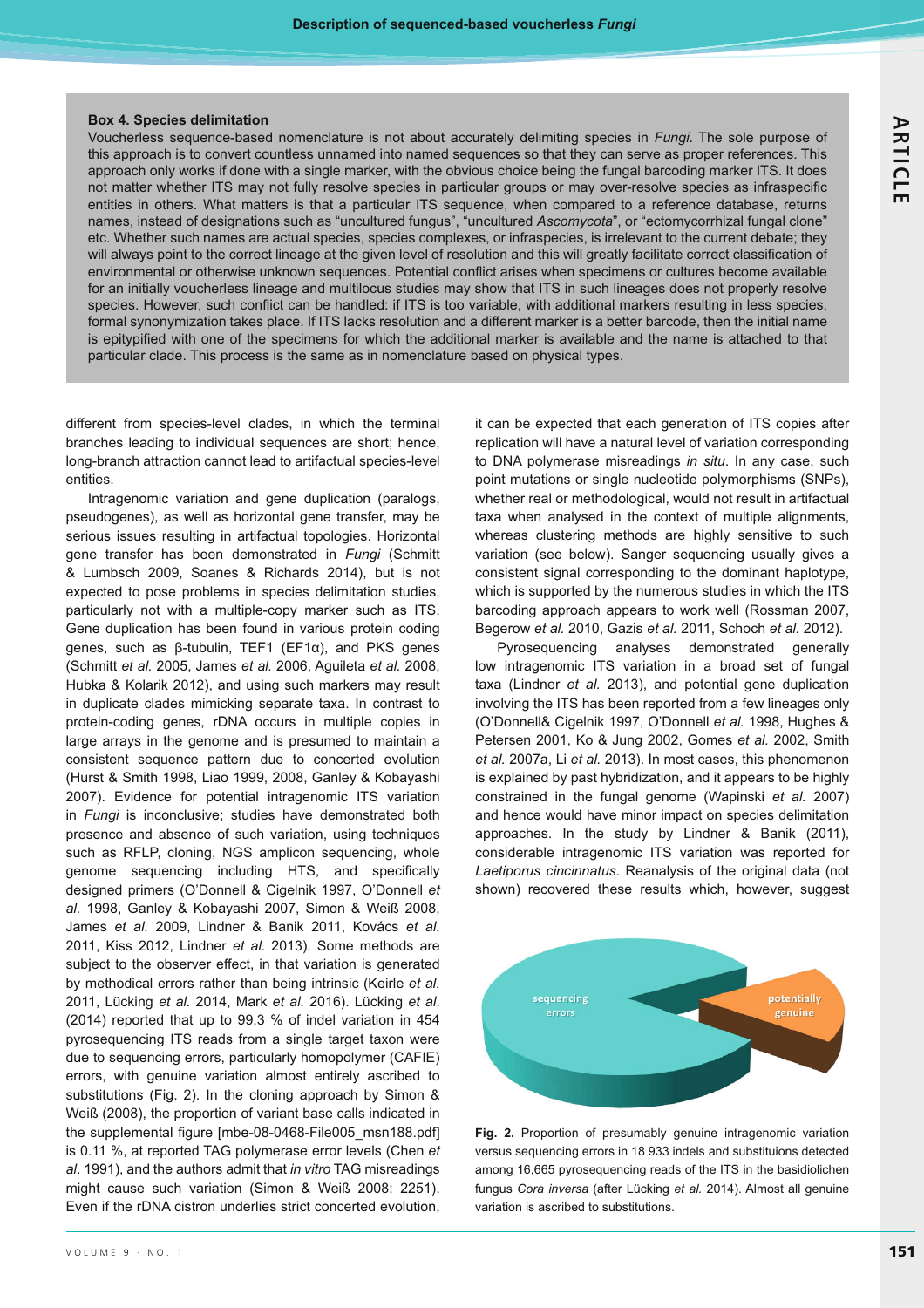**Box 4. Species delimitation**

Voucherless sequence-based nomenclature is not about accurately delimiting species in *Fungi*. The sole purpose of this approach is to convert countless unnamed into named sequences so that they can serve as proper references. This approach only works if done with a single marker, with the obvious choice being the fungal barcoding marker ITS. It does not matter whether ITS may not fully resolve species in particular groups or may over-resolve species as infraspecific entities in others. What matters is that a particular ITS sequence, when compared to a reference database, returns names, instead of designations such as "uncultured fungus", "uncultured *Ascomycota*", or "ectomycorrhizal fungal clone" etc. Whether such names are actual species, species complexes, or infraspecies, is irrelevant to the current debate; they will always point to the correct lineage at the given level of resolution and this will greatly facilitate correct classification of environmental or otherwise unknown sequences. Potential conflict arises when specimens or cultures become available for an initially voucherless lineage and multilocus studies may show that ITS in such lineages does not properly resolve species. However, such conflict can be handled: if ITS is too variable, with additional markers resulting in less species, formal synonymization takes place. If ITS lacks resolution and a different marker is a better barcode, then the initial name is epitypified with one of the specimens for which the additional marker is available and the name is attached to that particular clade. This process is the same as in nomenclature based on physical types.

different from species-level clades, in which the terminal branches leading to individual sequences are short; hence, long-branch attraction cannot lead to artifactual species-level entities.

Intragenomic variation and gene duplication (paralogs, pseudogenes), as well as horizontal gene transfer, may be serious issues resulting in artifactual topologies. Horizontal gene transfer has been demonstrated in *Fungi* (Schmitt & Lumbsch 2009, Soanes & Richards 2014), but is not expected to pose problems in species delimitation studies, particularly not with a multiple-copy marker such as ITS. Gene duplication has been found in various protein coding genes, such as β-tubulin, TEF1 (EF1α), and PKS genes (Schmitt *et al.* 2005, James *et al.* 2006, Aguileta *et al.* 2008, Hubka & Kolarik 2012), and using such markers may result in duplicate clades mimicking separate taxa. In contrast to protein-coding genes, rDNA occurs in multiple copies in large arrays in the genome and is presumed to maintain a consistent sequence pattern due to concerted evolution (Hurst & Smith 1998, Liao 1999, 2008, Ganley & Kobayashi 2007). Evidence for potential intragenomic ITS variation in *Fungi* is inconclusive; studies have demonstrated both presence and absence of such variation, using techniques such as RFLP, cloning, NGS amplicon sequencing, whole genome sequencing including HTS, and specifically designed primers (O'Donnell & Cigelnik 1997, O'Donnell *et al.* 1998, Ganley & Kobayashi 2007, Simon & Weiß 2008, James *et al.* 2009, Lindner & Banik 2011, Kovács *et al.* 2011, Kiss 2012, Lindner *et al.* 2013). Some methods are subject to the observer effect, in that variation is generated by methodical errors rather than being intrinsic (Keirle *et al.* 2011, Lücking *et al.* 2014, Mark *et al.* 2016). Lücking *et al.* (2014) reported that up to 99.3 % of indel variation in 454 pyrosequencing ITS reads from a single target taxon were due to sequencing errors, particularly homopolymer (CAFIE) errors, with genuine variation almost entirely ascribed to substitutions (Fig. 2). In the cloning approach by Simon & Weiß (2008), the proportion of variant base calls indicated in the supplemental figure [mbe-08-0468-File005_msn188.pdf] is 0.11 %, at reported TAG polymerase error levels (Chen *et al.* 1991), and the authors admit that *in vitro* TAG misreadings might cause such variation (Simon & Weiß 2008: 2251). Even if the rDNA cistron underlies strict concerted evolution, it can be expected that each generation of ITS copies after replication will have a natural level of variation corresponding to DNA polymerase misreadings *in situ*. In any case, such point mutations or single nucleotide polymorphisms (SNPs), whether real or methodological, would not result in artifactual taxa when analysed in the context of multiple alignments, whereas clustering methods are highly sensitive to such variation (see below). Sanger sequencing usually gives a consistent signal corresponding to the dominant haplotype, which is supported by the numerous studies in which the ITS barcoding approach appears to work well (Rossman 2007, Begerow *et al.* 2010, Gazis *et al.* 2011, Schoch *et al.* 2012).

Pyrosequencing analyses demonstrated generally low intragenomic ITS variation in a broad set of fungal taxa (Lindner *et al.* 2013), and potential gene duplication involving the ITS has been reported from a few lineages only (O'Donnell& Cigelnik 1997, O'Donnell *et al.* 1998, Hughes & Petersen 2001, Ko & Jung 2002, Gomes *et al.* 2002, Smith *et al.* 2007a, Li *et al.* 2013). In most cases, this phenomenon is explained by past hybridization, and it appears to be highly constrained in the fungal genome (Wapinski *et al.* 2007) and hence would have minor impact on species delimitation approaches. In the study by Lindner & Banik (2011), considerable intragenomic ITS variation was reported for *Laetiporus cincinnatus*. Reanalysis of the original data (not shown) recovered these results which, however, suggest

**Fig. 2.** Proportion of presumably genuine intragenomic variation versus sequencing errors in 18 933 indels and substituions detected among 16,665 pyrosequencing reads of the ITS in the basidiolichen fungus *Cora inversa* (after Lücking *et al.* 2014). Almost all genuine variation is ascribed to substitutions.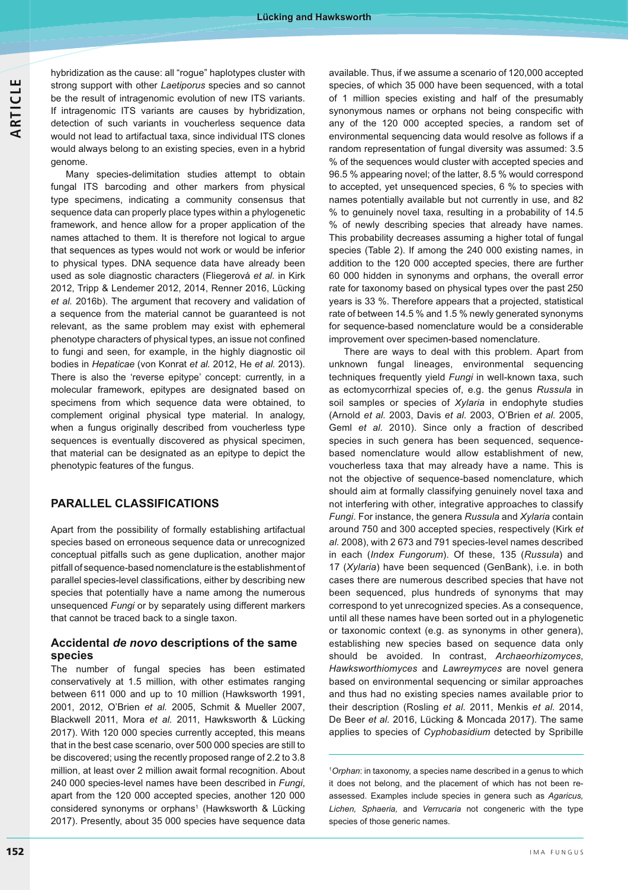hybridization as the cause: all "rogue" haplotypes cluster with strong support with other *Laetiporus* species and so cannot be the result of intragenomic evolution of new ITS variants. If intragenomic ITS variants are causes by hybridization, detection of such variants in voucherless sequence data would not lead to artifactual taxa, since individual ITS clones would always belong to an existing species, even in a hybrid genome.

Many species-delimitation studies attempt to obtain fungal ITS barcoding and other markers from physical type specimens, indicating a community consensus that sequence data can properly place types within a phylogenetic framework, and hence allow for a proper application of the names attached to them. It is therefore not logical to argue that sequences as types would not work or would be inferior to physical types. DNA sequence data have already been used as sole diagnostic characters (Fliegerová *et al.* in Kirk 2012, Tripp & Lendemer 2012, 2014, Renner 2016, Lücking *et al.* 2016b). The argument that recovery and validation of a sequence from the material cannot be guaranteed is not relevant, as the same problem may exist with ephemeral phenotype characters of physical types, an issue not confined to fungi and seen, for example, in the highly diagnostic oil bodies in *Hepaticae* (von Konrat *et al.* 2012, He *et al.* 2013). There is also the 'reverse epitype' concept: currently, in a molecular framework, epitypes are designated based on specimens from which sequence data were obtained, to complement original physical type material. In analogy, when a fungus originally described from voucherless type sequences is eventually discovered as physical specimen, that material can be designated as an epitype to depict the phenotypic features of the fungus.

## PARALLEL CLASSIFICATIONS

Apart from the possibility of formally establishing artifactual species based on erroneous sequence data or unrecognized conceptual pitfalls such as gene duplication, another major pitfall of sequence-based nomenclature is the establishment of parallel species-level classifications, either by describing new species that potentially have a name among the numerous unsequenced *Fungi* or by separately using different markers that cannot be traced back to a single taxon.

### Accidental *de novo* descriptions of the same species

The number of fungal species has been estimated conservatively at 1.5 million, with other estimates ranging between 611 000 and up to 10 million (Hawksworth 1991, 2001, 2012, O'Brien *et al.* 2005, Schmit & Mueller 2007, Blackwell 2011, Mora *et al.* 2011, Hawksworth & Lücking 2017). With 120 000 species currently accepted, this means that in the best case scenario, over 500 000 species are still to be discovered; using the recently proposed range of 2.2 to 3.8 million, at least over 2 million await formal recognition. About 240 000 species-level names have been described in *Fungi*, apart from the 120 000 accepted species, another 120 000 considered synonyms or orphans[1] (Hawksworth & Lücking 2017). Presently, about 35 000 species have sequence data available. Thus, if we assume a scenario of 120,000 accepted species, of which 35 000 have been sequenced, with a total of 1 million species existing and half of the presumably synonymous names or orphans not being conspecific with any of the 120 000 accepted species, a random set of environmental sequencing data would resolve as follows if a random representation of fungal diversity was assumed: 3.5 % of the sequences would cluster with accepted species and 96.5 % appearing novel; of the latter, 8.5 % would correspond to accepted, yet unsequenced species, 6 % to species with names potentially available but not currently in use, and 82 % to genuinely novel taxa, resulting in a probability of 14.5 % of newly describing species that already have names. This probability decreases assuming a higher total of fungal species (Table 2). If among the 240 000 existing names, in addition to the 120 000 accepted species, there are further 60 000 hidden in synonyms and orphans, the overall error rate for taxonomy based on physical types over the past 250 years is 33 %. Therefore appears that a projected, statistical rate of between 14.5 % and 1.5 % newly generated synonyms for sequence-based nomenclature would be a considerable improvement over specimen-based nomenclature.

There are ways to deal with this problem. Apart from unknown fungal lineages, environmental sequencing techniques frequently yield *Fungi* in well-known taxa, such as ectomycorrhizal species of, e.g. the genus *Russula* in soil samples or species of *Xylaria* in endophyte samples (Arnold *et al.* 2003, Davis *et al.* 2003, O'Brien *et al.* 2005, Geml *et al.* 2010). Since only a fraction of described species in such genera has been sequenced, sequence-based nomenclature would allow establishment of new, voucherless taxa that may already have a name. This is not the objective of sequence-based nomenclature, which should aim at formally classifying genuinely novel taxa and not interfering with other, integrative approaches to classify *Fungi*. For instance, the genera *Russula* and *Xylaria* contain around 750 and 300 accepted species, respectively (Kirk *et al.* 2008), with 2 673 and 791 species-level names described in each (*Index Fungorum*). Of these, 135 (*Russula*) and 17 (*Xylaria*) have been sequenced (GenBank), i.e. in both cases there are numerous described species that have not been sequenced, plus hundreds of synonyms that may correspond to yet unrecognized species. As a consequence, until all these names have been sorted out in a phylogenetic or taxonomic context (e.g. as synonyms in other genera), establishing new species based on sequence data only should be avoided. In contrast, *Archaeorhizomyces*, *Hawksworthiomyces* and *Lawreymyces* are novel genera based on environmental sequencing or similar approaches and thus had no existing species names available prior to their description (Rosling *et al.* 2011, Menkis *et al.* 2014, De Beer *et al.* 2016, Lücking & Moncada 2017). The same applies to species of *Cyphobasidium* detected by Spribille

[1] *Orphan*: in taxonomy, a species name described in a genus to which it does not belong, and the placement of which has not been re-assessed. Examples include species in genera such as *Agaricus, Lichen, Sphaeria,* and *Verrucaria* not congeneric with the type species of those generic names.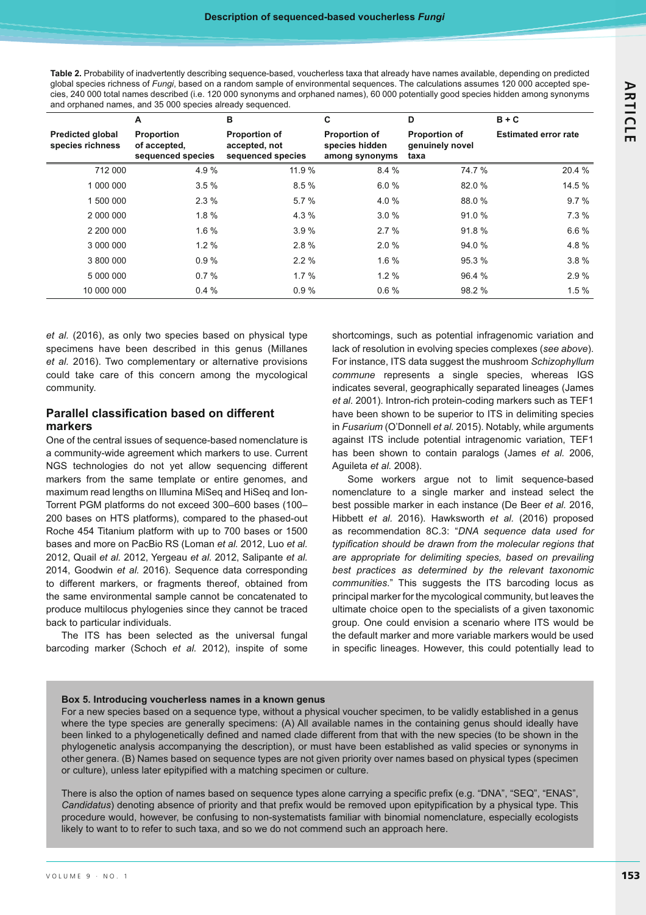**Table 2.** Probability of inadvertently describing sequence-based, voucherless taxa that already have names available, depending on predicted global species richness of *Fungi*, based on a random sample of environmental sequences. The calculations assumes 120 000 accepted species, 240 000 total names described (i.e. 120 000 synonyms and orphaned names), 60 000 potentially good species hidden among synonyms and orphaned names, and 35 000 species already sequenced.

| | A | B | C | D | B + C |
|---|---|---|---|---|---|
| Predicted global species richness | Proportion of accepted, sequenced species | Proportion of accepted, not sequenced species | Proportion of species hidden among synonyms | Proportion of genuinely novel taxa | Estimated error rate |
| 712 000 | 4.9 % | 11.9 % | 8.4 % | 74.7 % | 20.4 % |
| 1 000 000 | 3.5 % | 8.5 % | 6.0 % | 82.0 % | 14.5 % |
| 1 500 000 | 2.3 % | 5.7 % | 4.0 % | 88.0 % | 9.7 % |
| 2 000 000 | 1.8 % | 4.3 % | 3.0 % | 91.0 % | 7.3 % |
| 2 200 000 | 1.6 % | 3.9 % | 2.7 % | 91.8 % | 6.6 % |
| 3 000 000 | 1.2 % | 2.8 % | 2.0 % | 94.0 % | 4.8 % |
| 3 800 000 | 0.9 % | 2.2 % | 1.6 % | 95.3 % | 3.8 % |
| 5 000 000 | 0.7 % | 1.7 % | 1.2 % | 96.4 % | 2.9 % |
| 10 000 000 | 0.4 % | 0.9 % | 0.6 % | 98.2 % | 1.5 % |

*et al.* (2016), as only two species based on physical type specimens have been described in this genus (Millanes *et al.* 2016). Two complementary or alternative provisions could take care of this concern among the mycological community.

## Parallel classification based on different markers

One of the central issues of sequence-based nomenclature is a community-wide agreement which markers to use. Current NGS technologies do not yet allow sequencing different markers from the same template or entire genomes, and maximum read lengths on Illumina MiSeq and HiSeq and Ion-Torrent PGM platforms do not exceed 300–600 bases (100–200 bases on HTS platforms), compared to the phased-out Roche 454 Titanium platform with up to 700 bases or 1500 bases and more on PacBio RS (Loman *et al.* 2012, Luo *et al.* 2012, Quail *et al.* 2012, Yergeau *et al.* 2012, Salipante *et al.* 2014, Goodwin *et al.* 2016). Sequence data corresponding to different markers, or fragments thereof, obtained from the same environmental sample cannot be concatenated to produce multilocus phylogenies since they cannot be traced back to particular individuals.

The ITS has been selected as the universal fungal barcoding marker (Schoch *et al.* 2012), inspite of some shortcomings, such as potential infragenomic variation and lack of resolution in evolving species complexes (*see above*). For instance, ITS data suggest the mushroom *Schizophyllum commune* represents a single species, whereas IGS indicates several, geographically separated lineages (James *et al.* 2001). Intron-rich protein-coding markers such as TEF1 have been shown to be superior to ITS in delimiting species in *Fusarium* (O'Donnell *et al.* 2015). Notably, while arguments against ITS include potential intragenomic variation, TEF1 has been shown to contain paralogs (James *et al.* 2006, Aguileta *et al.* 2008).

Some workers argue not to limit sequence-based nomenclature to a single marker and instead select the best possible marker in each instance (De Beer *et al.* 2016, Hibbett *et al.* 2016). Hawksworth *et al.* (2016) proposed as recommendation 8C.3: "*DNA sequence data used for typification should be drawn from the molecular regions that are appropriate for delimiting species, based on prevailing best practices as determined by the relevant taxonomic communities.*" This suggests the ITS barcoding locus as principal marker for the mycological community, but leaves the ultimate choice open to the specialists of a given taxonomic group. One could envision a scenario where ITS would be the default marker and more variable markers would be used in specific lineages. However, this could potentially lead to

**Box 5. Introducing voucherless names in a known genus**

For a new species based on a sequence type, without a physical voucher specimen, to be validly established in a genus where the type species are generally specimens: (A) All available names in the containing genus should have been linked to a phylogenetically defined and named clade different from that with the new species (to be shown in the phylogenetic analysis accompanying the description), or must have been established as valid species or synonyms in other genera. (B) Names based on sequence types are not given priority over names based on physical types (specimen or culture), unless later epitypified with a matching specimen or culture.

There is also the option of names based on sequence types alone carrying a specific prefix (e.g. "DNA", "SEQ", "ENAS", *Candidatus*) denoting absence of priority and that prefix would be removed upon epitypification by a physical type. This procedure would, however, be confusing to non-systematists familiar with binomial nomenclature, especially ecologists likely to want to to refer to such taxa, and so we do not commend such an approach here.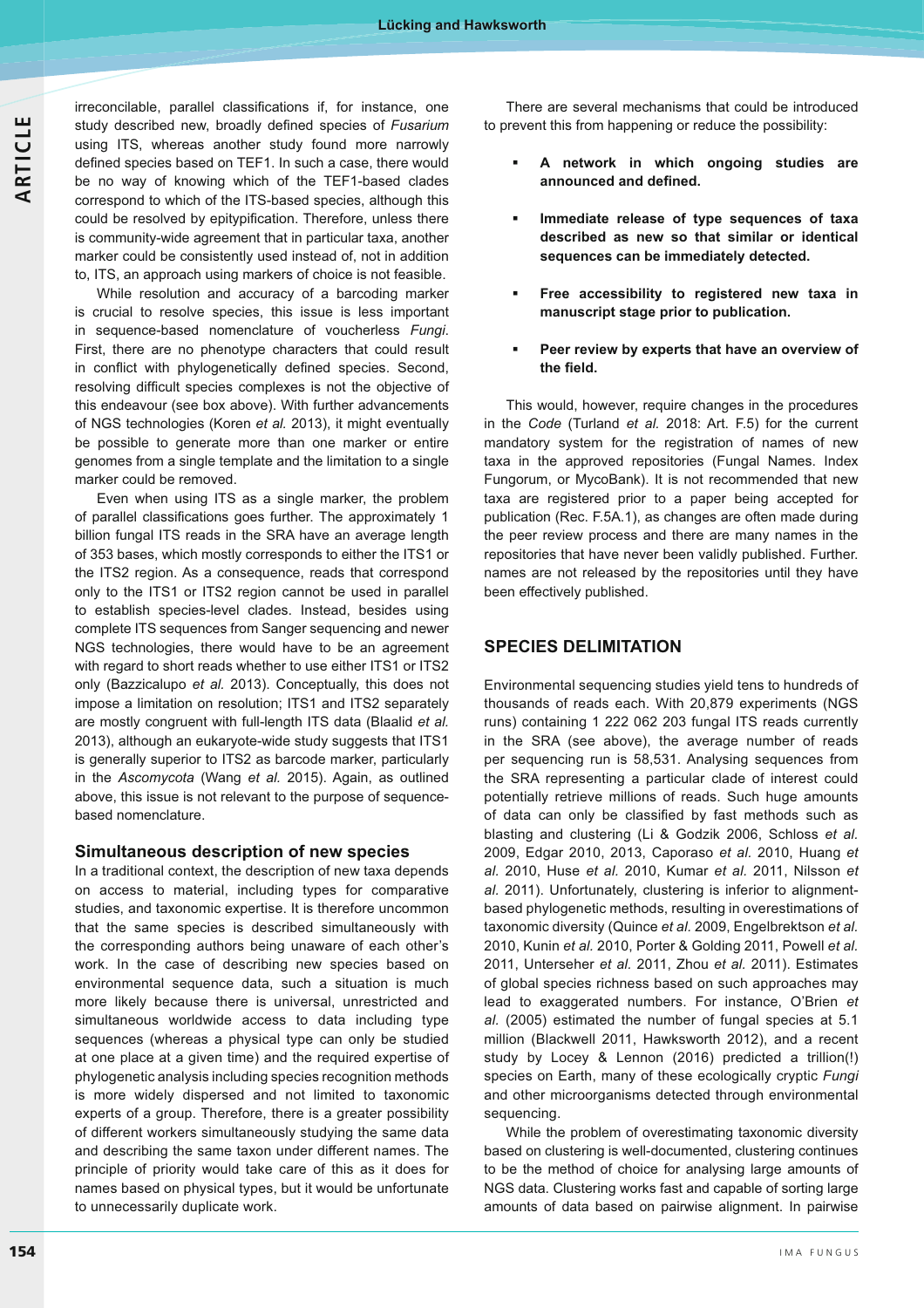irreconcilable, parallel classifications if, for instance, one study described new, broadly defined species of *Fusarium* using ITS, whereas another study found more narrowly defined species based on TEF1. In such a case, there would be no way of knowing which of the TEF1-based clades correspond to which of the ITS-based species, although this could be resolved by epitypification. Therefore, unless there is community-wide agreement that in particular taxa, another marker could be consistently used instead of, not in addition to, ITS, an approach using markers of choice is not feasible.

While resolution and accuracy of a barcoding marker is crucial to resolve species, this issue is less important in sequence-based nomenclature of voucherless *Fungi*. First, there are no phenotype characters that could result in conflict with phylogenetically defined species. Second, resolving difficult species complexes is not the objective of this endeavour (see box above). With further advancements of NGS technologies (Koren *et al.* 2013), it might eventually be possible to generate more than one marker or entire genomes from a single template and the limitation to a single marker could be removed.

Even when using ITS as a single marker, the problem of parallel classifications goes further. The approximately 1 billion fungal ITS reads in the SRA have an average length of 353 bases, which mostly corresponds to either the ITS1 or the ITS2 region. As a consequence, reads that correspond only to the ITS1 or ITS2 region cannot be used in parallel to establish species-level clades. Instead, besides using complete ITS sequences from Sanger sequencing and newer NGS technologies, there would have to be an agreement with regard to short reads whether to use either ITS1 or ITS2 only (Bazzicalupo *et al.* 2013). Conceptually, this does not impose a limitation on resolution; ITS1 and ITS2 separately are mostly congruent with full-length ITS data (Blaalid *et al.* 2013), although an eukaryote-wide study suggests that ITS1 is generally superior to ITS2 as barcode marker, particularly in the *Ascomycota* (Wang *et al.* 2015). Again, as outlined above, this issue is not relevant to the purpose of sequence-based nomenclature.

### Simultaneous description of new species

In a traditional context, the description of new taxa depends on access to material, including types for comparative studies, and taxonomic expertise. It is therefore uncommon that the same species is described simultaneously with the corresponding authors being unaware of each other's work. In the case of describing new species based on environmental sequence data, such a situation is much more likely because there is universal, unrestricted and simultaneous worldwide access to data including type sequences (whereas a physical type can only be studied at one place at a given time) and the required expertise of phylogenetic analysis including species recognition methods is more widely dispersed and not limited to taxonomic experts of a group. Therefore, there is a greater possibility of different workers simultaneously studying the same data and describing the same taxon under different names. The principle of priority would take care of this as it does for names based on physical types, but it would be unfortunate to unnecessarily duplicate work.

There are several mechanisms that could be introduced to prevent this from happening or reduce the possibility:

- **A network in which ongoing studies are announced and defined.**
- **Immediate release of type sequences of taxa described as new so that similar or identical sequences can be immediately detected.**
- **Free accessibility to registered new taxa in manuscript stage prior to publication.**
- **Peer review by experts that have an overview of the field.**

This would, however, require changes in the procedures in the *Code* (Turland *et al.* 2018: Art. F.5) for the current mandatory system for the registration of names of new taxa in the approved repositories (Fungal Names. Index Fungorum, or MycoBank). It is not recommended that new taxa are registered prior to a paper being accepted for publication (Rec. F.5A.1), as changes are often made during the peer review process and there are many names in the repositories that have never been validly published. Further. names are not released by the repositories until they have been effectively published.

## SPECIES DELIMITATION

Environmental sequencing studies yield tens to hundreds of thousands of reads each. With 20,879 experiments (NGS runs) containing 1 222 062 203 fungal ITS reads currently in the SRA (see above), the average number of reads per sequencing run is 58,531. Analysing sequences from the SRA representing a particular clade of interest could potentially retrieve millions of reads. Such huge amounts of data can only be classified by fast methods such as blasting and clustering (Li & Godzik 2006, Schloss *et al.* 2009, Edgar 2010, 2013, Caporaso *et al.* 2010, Huang *et al.* 2010, Huse *et al.* 2010, Kumar *et al.* 2011, Nilsson *et al.* 2011). Unfortunately, clustering is inferior to alignment-based phylogenetic methods, resulting in overestimations of taxonomic diversity (Quince *et al.* 2009, Engelbrektson *et al.* 2010, Kunin *et al.* 2010, Porter & Golding 2011, Powell *et al.* 2011, Unterseher *et al.* 2011, Zhou *et al.* 2011). Estimates of global species richness based on such approaches may lead to exaggerated numbers. For instance, O'Brien *et al.* (2005) estimated the number of fungal species at 5.1 million (Blackwell 2011, Hawksworth 2012), and a recent study by Locey & Lennon (2016) predicted a trillion(!) species on Earth, many of these ecologically cryptic *Fungi* and other microorganisms detected through environmental sequencing.

While the problem of overestimating taxonomic diversity based on clustering is well-documented, clustering continues to be the method of choice for analysing large amounts of NGS data. Clustering works fast and capable of sorting large amounts of data based on pairwise alignment. In pairwise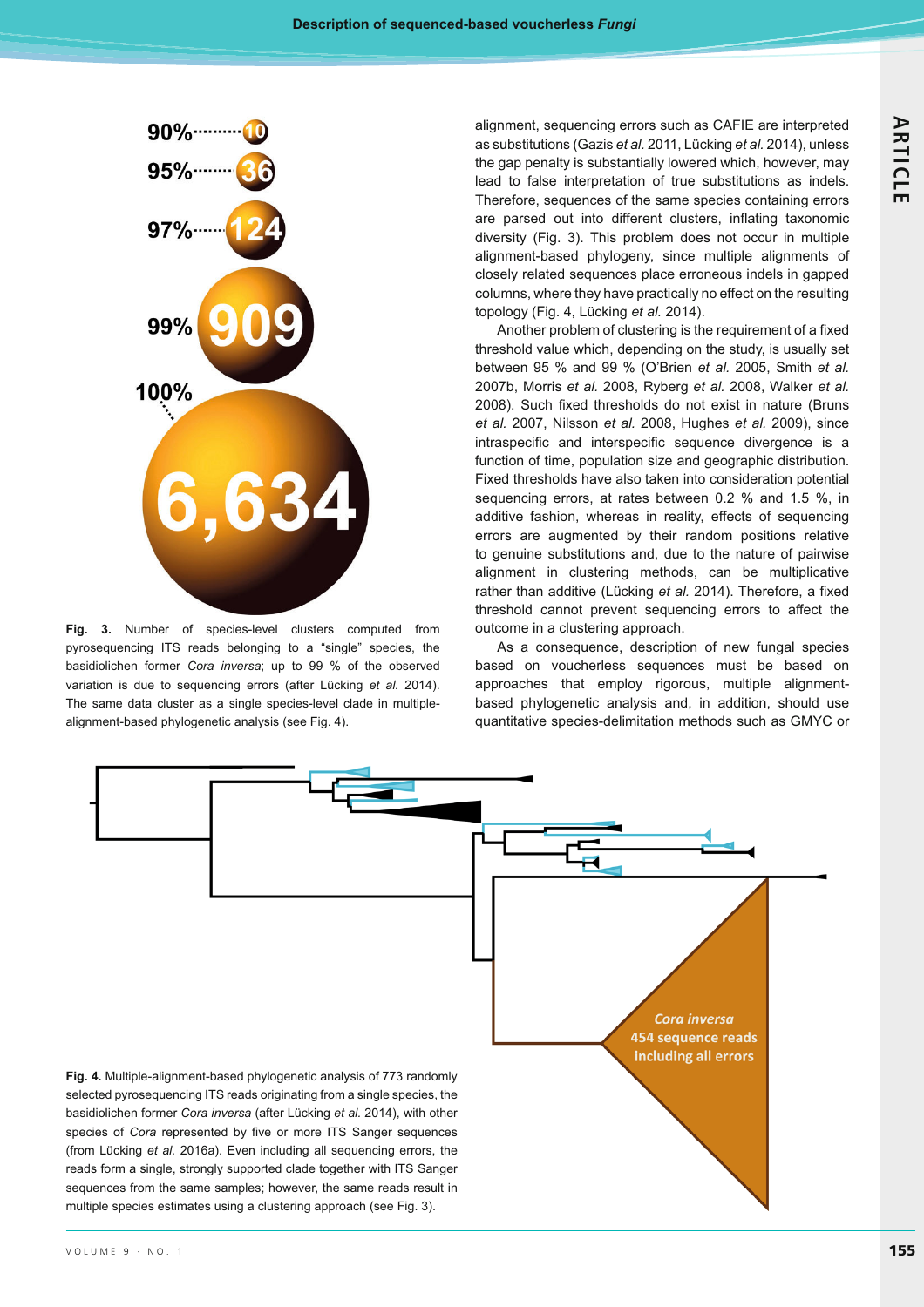alignment, sequencing errors such as CAFIE are interpreted as substitutions (Gazis *et al.* 2011, Lücking *et al.* 2014), unless the gap penalty is substantially lowered which, however, may lead to false interpretation of true substitutions as indels. Therefore, sequences of the same species containing errors are parsed out into different clusters, inflating taxonomic diversity (Fig. 3). This problem does not occur in multiple alignment-based phylogeny, since multiple alignments of closely related sequences place erroneous indels in gapped columns, where they have practically no effect on the resulting topology (Fig. 4, Lücking *et al.* 2014).

Another problem of clustering is the requirement of a fixed threshold value which, depending on the study, is usually set between 95 % and 99 % (O'Brien *et al.* 2005, Smith *et al.* 2007b, Morris *et al.* 2008, Ryberg *et al.* 2008, Walker *et al.* 2008). Such fixed thresholds do not exist in nature (Bruns *et al.* 2007, Nilsson *et al.* 2008, Hughes *et al.* 2009), since intraspecific and interspecific sequence divergence is a function of time, population size and geographic distribution. Fixed thresholds have also taken into consideration potential sequencing errors, at rates between 0.2 % and 1.5 %, in additive fashion, whereas in reality, effects of sequencing errors are augmented by their random positions relative to genuine substitutions and, due to the nature of pairwise alignment in clustering methods, can be multiplicative rather than additive (Lücking *et al.* 2014). Therefore, a fixed threshold cannot prevent sequencing errors to affect the outcome in a clustering approach.

As a consequence, description of new fungal species based on voucherless sequences must be based on approaches that employ rigorous, multiple alignment-based phylogenetic analysis and, in addition, should use quantitative species-delimitation methods such as GMYC or

**Fig. 3.** Number of species-level clusters computed from pyrosequencing ITS reads belonging to a "single" species, the basidiolichen former *Cora inversa*; up to 99 % of the observed variation is due to sequencing errors (after Lücking *et al.* 2014). The same data cluster as a single species-level clade in multiple-alignment-based phylogenetic analysis (see Fig. 4).

**Fig. 4.** Multiple-alignment-based phylogenetic analysis of 773 randomly selected pyrosequencing ITS reads originating from a single species, the basidiolichen former *Cora inversa* (after Lücking *et al.* 2014), with other species of *Cora* represented by five or more ITS Sanger sequences (from Lücking *et al.* 2016a). Even including all sequencing errors, the reads form a single, strongly supported clade together with ITS Sanger sequences from the same samples; however, the same reads result in multiple species estimates using a clustering approach (see Fig. 3).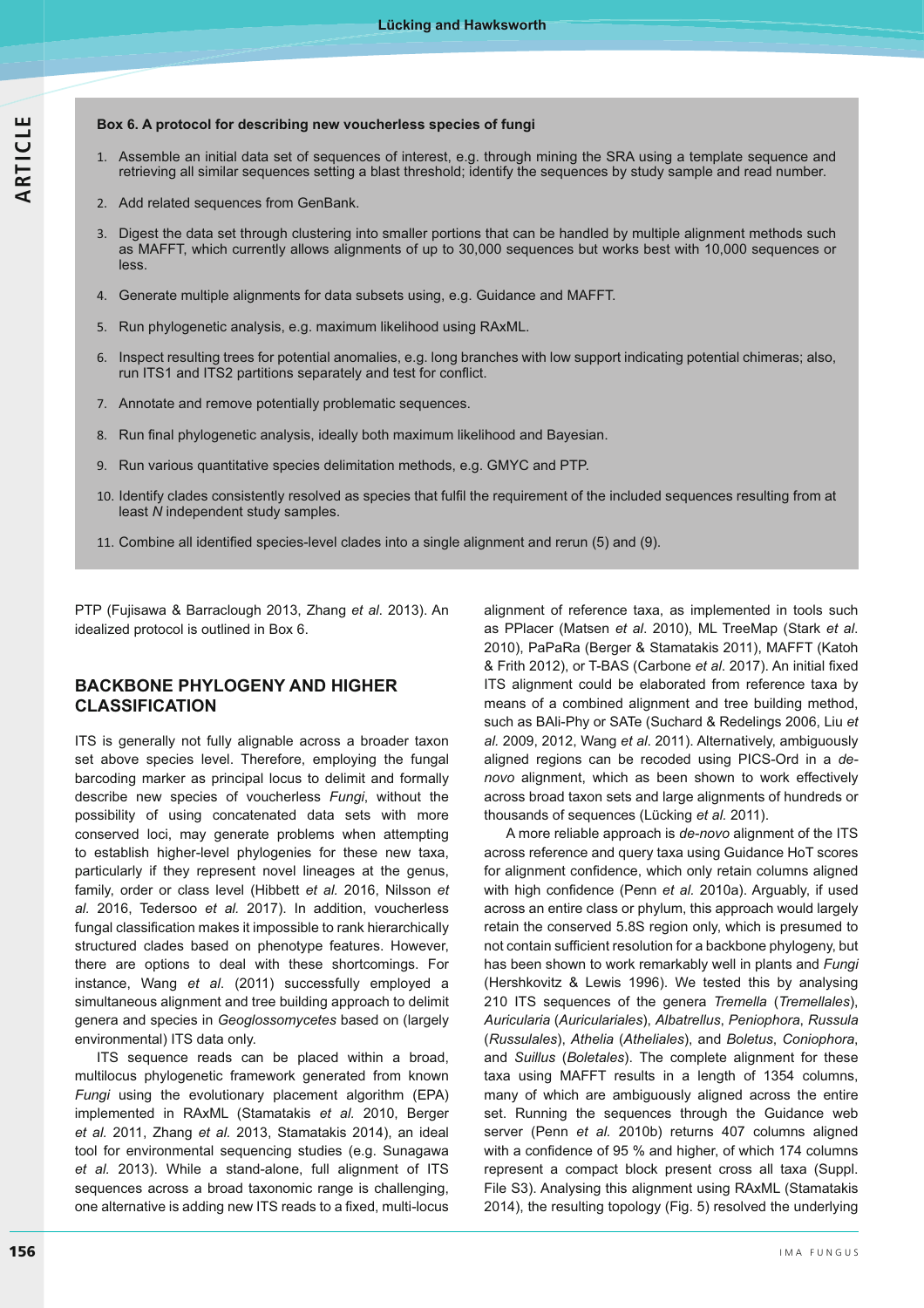**Box 6. A protocol for describing new voucherless species of fungi**

1. Assemble an initial data set of sequences of interest, e.g. through mining the SRA using a template sequence and retrieving all similar sequences setting a blast threshold; identify the sequences by study sample and read number.
2. Add related sequences from GenBank.
3. Digest the data set through clustering into smaller portions that can be handled by multiple alignment methods such as MAFFT, which currently allows alignments of up to 30,000 sequences but works best with 10,000 sequences or less.
4. Generate multiple alignments for data subsets using, e.g. Guidance and MAFFT.
5. Run phylogenetic analysis, e.g. maximum likelihood using RAxML.
6. Inspect resulting trees for potential anomalies, e.g. long branches with low support indicating potential chimeras; also, run ITS1 and ITS2 partitions separately and test for conflict.
7. Annotate and remove potentially problematic sequences.
8. Run final phylogenetic analysis, ideally both maximum likelihood and Bayesian.
9. Run various quantitative species delimitation methods, e.g. GMYC and PTP.
10. Identify clades consistently resolved as species that fulfil the requirement of the included sequences resulting from at least *N* independent study samples.
11. Combine all identified species-level clades into a single alignment and rerun (5) and (9).

PTP (Fujisawa & Barraclough 2013, Zhang *et al*. 2013). An idealized protocol is outlined in Box 6.

## BACKBONE PHYLOGENY AND HIGHER CLASSIFICATION

ITS is generally not fully alignable across a broader taxon set above species level. Therefore, employing the fungal barcoding marker as principal locus to delimit and formally describe new species of voucherless *Fungi*, without the possibility of using concatenated data sets with more conserved loci, may generate problems when attempting to establish higher-level phylogenies for these new taxa, particularly if they represent novel lineages at the genus, family, order or class level (Hibbett *et al.* 2016, Nilsson *et al.* 2016, Tedersoo *et al.* 2017). In addition, voucherless fungal classification makes it impossible to rank hierarchically structured clades based on phenotype features. However, there are options to deal with these shortcomings. For instance, Wang *et al*. (2011) successfully employed a simultaneous alignment and tree building approach to delimit genera and species in *Geoglossomycetes* based on (largely environmental) ITS data only.

ITS sequence reads can be placed within a broad, multilocus phylogenetic framework generated from known *Fungi* using the evolutionary placement algorithm (EPA) implemented in RAxML (Stamatakis *et al.* 2010, Berger *et al.* 2011, Zhang *et al.* 2013, Stamatakis 2014), an ideal tool for environmental sequencing studies (e.g. Sunagawa *et al.* 2013). While a stand-alone, full alignment of ITS sequences across a broad taxonomic range is challenging, one alternative is adding new ITS reads to a fixed, multi-locus alignment of reference taxa, as implemented in tools such as PPlacer (Matsen *et al*. 2010), ML TreeMap (Stark *et al.* 2010), PaPaRa (Berger & Stamatakis 2011), MAFFT (Katoh & Frith 2012), or T-BAS (Carbone *et al*. 2017). An initial fixed ITS alignment could be elaborated from reference taxa by means of a combined alignment and tree building method, such as BAli-Phy or SATe (Suchard & Redelings 2006, Liu *et al.* 2009, 2012, Wang *et al*. 2011). Alternatively, ambiguously aligned regions can be recoded using PICS-Ord in a *de-novo* alignment, which as been shown to work effectively across broad taxon sets and large alignments of hundreds or thousands of sequences (Lücking *et al.* 2011).

A more reliable approach is *de-novo* alignment of the ITS across reference and query taxa using Guidance HoT scores for alignment confidence, which only retain columns aligned with high confidence (Penn *et al.* 2010a). Arguably, if used across an entire class or phylum, this approach would largely retain the conserved 5.8S region only, which is presumed to not contain sufficient resolution for a backbone phylogeny, but has been shown to work remarkably well in plants and *Fungi* (Hershkovitz & Lewis 1996). We tested this by analysing 210 ITS sequences of the genera *Tremella* (*Tremellales*), *Auricularia* (*Auriculariales*), *Albatrellus*, *Peniophora*, *Russula* (*Russulales*), *Athelia* (*Atheliales*), and *Boletus*, *Coniophora*, and *Suillus* (*Boletales*). The complete alignment for these taxa using MAFFT results in a length of 1354 columns, many of which are ambiguously aligned across the entire set. Running the sequences through the Guidance web server (Penn *et al.* 2010b) returns 407 columns aligned with a confidence of 95 % and higher, of which 174 columns represent a compact block present cross all taxa (Suppl. File S3). Analysing this alignment using RAxML (Stamatakis 2014), the resulting topology (Fig. 5) resolved the underlying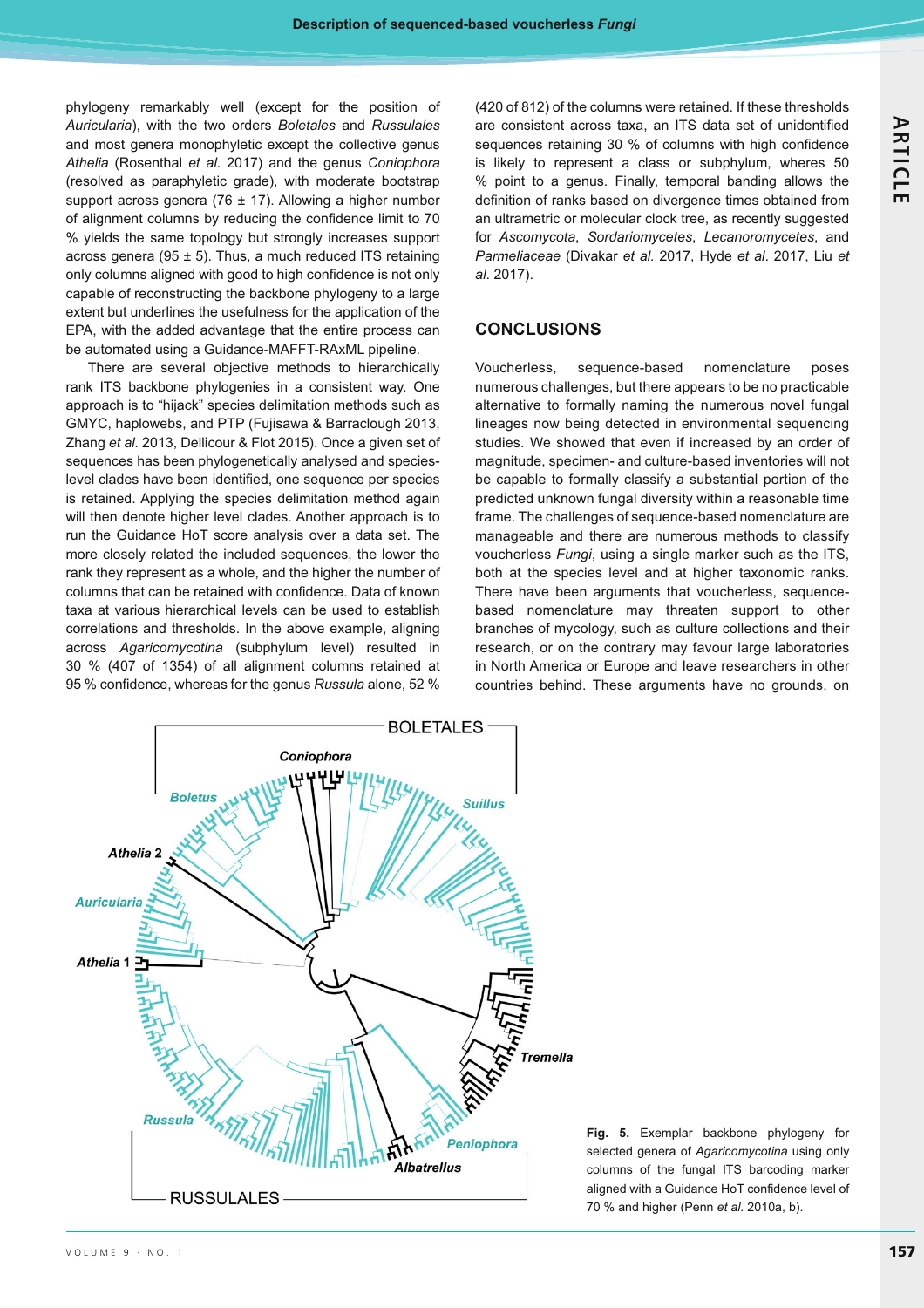phylogeny remarkably well (except for the position of *Auricularia*), with the two orders *Boletales* and *Russulales* and most genera monophyletic except the collective genus *Athelia* (Rosenthal *et al.* 2017) and the genus *Coniophora* (resolved as paraphyletic grade), with moderate bootstrap support across genera (76 ± 17). Allowing a higher number of alignment columns by reducing the confidence limit to 70 % yields the same topology but strongly increases support across genera (95 ± 5). Thus, a much reduced ITS retaining only columns aligned with good to high confidence is not only capable of reconstructing the backbone phylogeny to a large extent but underlines the usefulness for the application of the EPA, with the added advantage that the entire process can be automated using a Guidance-MAFFT-RAxML pipeline.

There are several objective methods to hierarchically rank ITS backbone phylogenies in a consistent way. One approach is to "hijack" species delimitation methods such as GMYC, haplowebs, and PTP (Fujisawa & Barraclough 2013, Zhang *et al.* 2013, Dellicour & Flot 2015). Once a given set of sequences has been phylogenetically analysed and species-level clades have been identified, one sequence per species is retained. Applying the species delimitation method again will then denote higher level clades. Another approach is to run the Guidance HoT score analysis over a data set. The more closely related the included sequences, the lower the rank they represent as a whole, and the higher the number of columns that can be retained with confidence. Data of known taxa at various hierarchical levels can be used to establish correlations and thresholds. In the above example, aligning across *Agaricomycotina* (subphylum level) resulted in 30 % (407 of 1354) of all alignment columns retained at 95 % confidence, whereas for the genus *Russula* alone, 52 % (420 of 812) of the columns were retained. If these thresholds are consistent across taxa, an ITS data set of unidentified sequences retaining 30 % of columns with high confidence is likely to represent a class or subphylum, wheres 50 % point to a genus. Finally, temporal banding allows the definition of ranks based on divergence times obtained from an ultrametric or molecular clock tree, as recently suggested for *Ascomycota*, *Sordariomycetes*, *Lecanoromycetes*, and *Parmeliaceae* (Divakar *et al.* 2017, Hyde *et al*. 2017, Liu *et al*. 2017).

## CONCLUSIONS

Voucherless, sequence-based nomenclature poses numerous challenges, but there appears to be no practicable alternative to formally naming the numerous novel fungal lineages now being detected in environmental sequencing studies. We showed that even if increased by an order of magnitude, specimen- and culture-based inventories will not be capable to formally classify a substantial portion of the predicted unknown fungal diversity within a reasonable time frame. The challenges of sequence-based nomenclature are manageable and there are numerous methods to classify voucherless *Fungi*, using a single marker such as the ITS, both at the species level and at higher taxonomic ranks. There have been arguments that voucherless, sequence-based nomenclature may threaten support to other branches of mycology, such as culture collections and their research, or on the contrary may favour large laboratories in North America or Europe and leave researchers in other countries behind. These arguments have no grounds, on

**Fig. 5.** Exemplar backbone phylogeny for selected genera of *Agaricomycotina* using only columns of the fungal ITS barcoding marker aligned with a Guidance HoT confidence level of 70 % and higher (Penn *et al.* 2010a, b).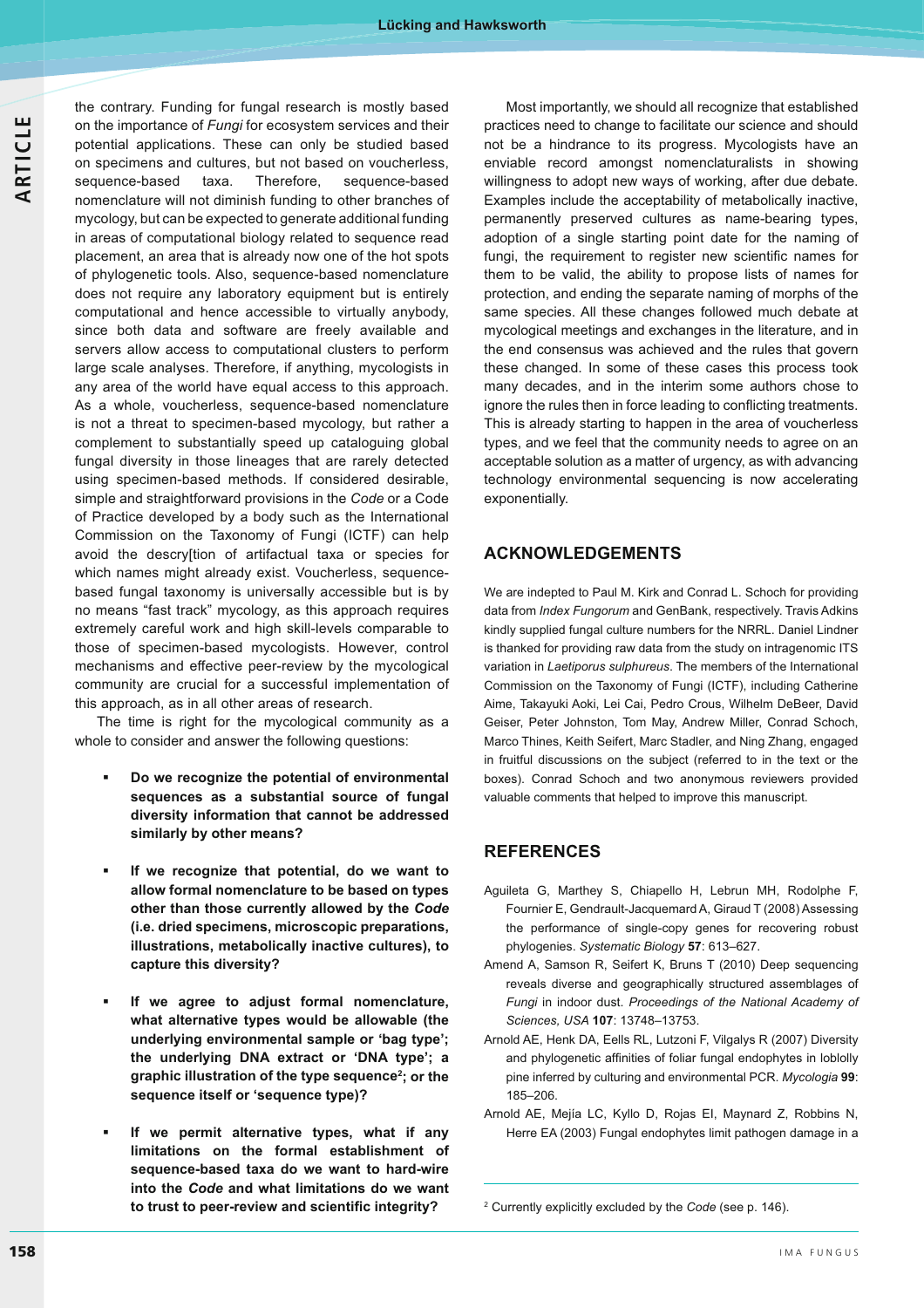the contrary. Funding for fungal research is mostly based on the importance of *Fungi* for ecosystem services and their potential applications. These can only be studied based on specimens and cultures, but not based on voucherless, sequence-based taxa. Therefore, sequence-based nomenclature will not diminish funding to other branches of mycology, but can be expected to generate additional funding in areas of computational biology related to sequence read placement, an area that is already now one of the hot spots of phylogenetic tools. Also, sequence-based nomenclature does not require any laboratory equipment but is entirely computational and hence accessible to virtually anybody, since both data and software are freely available and servers allow access to computational clusters to perform large scale analyses. Therefore, if anything, mycologists in any area of the world have equal access to this approach. As a whole, voucherless, sequence-based nomenclature is not a threat to specimen-based mycology, but rather a complement to substantially speed up cataloguing global fungal diversity in those lineages that are rarely detected using specimen-based methods. If considered desirable, simple and straightforward provisions in the *Code* or a Code of Practice developed by a body such as the International Commission on the Taxonomy of Fungi (ICTF) can help avoid the descry[tion of artifactual taxa or species for which names might already exist. Voucherless, sequence-based fungal taxonomy is universally accessible but is by no means "fast track" mycology, as this approach requires extremely careful work and high skill-levels comparable to those of specimen-based mycologists. However, control mechanisms and effective peer-review by the mycological community are crucial for a successful implementation of this approach, as in all other areas of research.

The time is right for the mycological community as a whole to consider and answer the following questions:

- **Do we recognize the potential of environmental sequences as a substantial source of fungal diversity information that cannot be addressed similarly by other means?**
- **If we recognize that potential, do we want to allow formal nomenclature to be based on types other than those currently allowed by the *Code* (i.e. dried specimens, microscopic preparations, illustrations, metabolically inactive cultures), to capture this diversity?**
- **If we agree to adjust formal nomenclature, what alternative types would be allowable (the underlying environmental sample or 'bag type'; the underlying DNA extract or 'DNA type'; a graphic illustration of the type sequence[2]; or the sequence itself or 'sequence type)?**
- **If we permit alternative types, what if any limitations on the formal establishment of sequence-based taxa do we want to hard-wire into the *Code* and what limitations do we want to trust to peer-review and scientific integrity?**

Most importantly, we should all recognize that established practices need to change to facilitate our science and should not be a hindrance to its progress. Mycologists have an enviable record amongst nomenclaturalists in showing willingness to adopt new ways of working, after due debate. Examples include the acceptability of metabolically inactive, permanently preserved cultures as name-bearing types, adoption of a single starting point date for the naming of fungi, the requirement to register new scientific names for them to be valid, the ability to propose lists of names for protection, and ending the separate naming of morphs of the same species. All these changes followed much debate at mycological meetings and exchanges in the literature, and in the end consensus was achieved and the rules that govern these changed. In some of these cases this process took many decades, and in the interim some authors chose to ignore the rules then in force leading to conflicting treatments. This is already starting to happen in the area of voucherless types, and we feel that the community needs to agree on an acceptable solution as a matter of urgency, as with advancing technology environmental sequencing is now accelerating exponentially.

## ACKNOWLEDGEMENTS

We are indepted to Paul M. Kirk and Conrad L. Schoch for providing data from *Index Fungorum* and GenBank, respectively. Travis Adkins kindly supplied fungal culture numbers for the NRRL. Daniel Lindner is thanked for providing raw data from the study on intragenomic ITS variation in *Laetiporus sulphureus*. The members of the International Commission on the Taxonomy of Fungi (ICTF), including Catherine Aime, Takayuki Aoki, Lei Cai, Pedro Crous, Wilhelm DeBeer, David Geiser, Peter Johnston, Tom May, Andrew Miller, Conrad Schoch, Marco Thines, Keith Seifert, Marc Stadler, and Ning Zhang, engaged in fruitful discussions on the subject (referred to in the text or the boxes). Conrad Schoch and two anonymous reviewers provided valuable comments that helped to improve this manuscript.

## REFERENCES

Aguileta G, Marthey S, Chiapello H, Lebrun MH, Rodolphe F, Fournier E, Gendrault-Jacquemard A, Giraud T (2008) Assessing the performance of single-copy genes for recovering robust phylogenies. *Systematic Biology* **57**: 613–627.

Amend A, Samson R, Seifert K, Bruns T (2010) Deep sequencing reveals diverse and geographically structured assemblages of *Fungi* in indoor dust. *Proceedings of the National Academy of Sciences, USA* **107**: 13748–13753.

Arnold AE, Henk DA, Eells RL, Lutzoni F, Vilgalys R (2007) Diversity and phylogenetic affinities of foliar fungal endophytes in loblolly pine inferred by culturing and environmental PCR. *Mycologia* **99**: 185–206.

Arnold AE, Mejía LC, Kyllo D, Rojas EI, Maynard Z, Robbins N, Herre EA (2003) Fungal endophytes limit pathogen damage in a

[2] Currently explicitly excluded by the *Code* (see p. 146).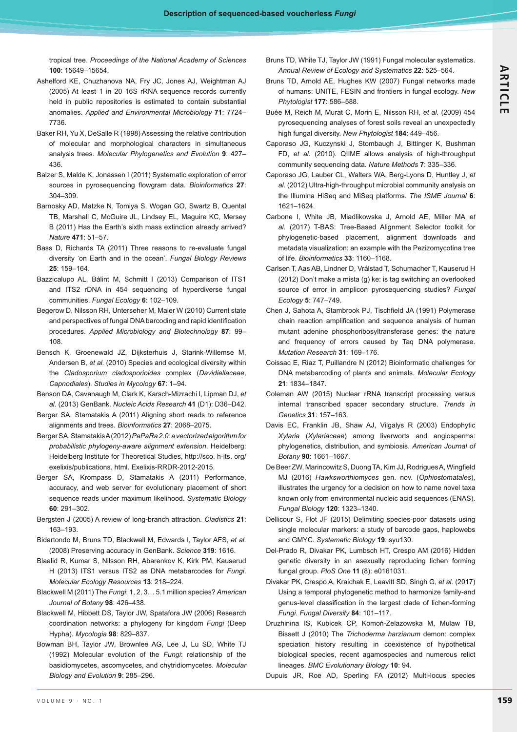tropical tree. *Proceedings of the National Academy of Sciences* **100**: 15649–15654.

Ashelford KE, Chuzhanova NA, Fry JC, Jones AJ, Weightman AJ (2005) At least 1 in 20 16S rRNA sequence records currently held in public repositories is estimated to contain substantial anomalies. *Applied and Environmental Microbiology* **71**: 7724–7736.

Baker RH, Yu X, DeSalle R (1998) Assessing the relative contribution of molecular and morphological characters in simultaneous analysis trees. *Molecular Phylogenetics and Evolution* **9**: 427–436.

Balzer S, Malde K, Jonassen I (2011) Systematic exploration of error sources in pyrosequencing flowgram data. *Bioinformatics* **27**: 304–309.

Barnosky AD, Matzke N, Tomiya S, Wogan GO, Swartz B, Quental TB, Marshall C, McGuire JL, Lindsey EL, Maguire KC, Mersey B (2011) Has the Earth's sixth mass extinction already arrived? *Nature* **471**: 51–57.

Bass D, Richards TA (2011) Three reasons to re-evaluate fungal diversity 'on Earth and in the ocean'. *Fungal Biology Reviews* **25**: 159–164.

Bazzicalupo AL, Bálint M, Schmitt I (2013) Comparison of ITS1 and ITS2 rDNA in 454 sequencing of hyperdiverse fungal communities. *Fungal Ecology* **6**: 102–109.

Begerow D, Nilsson RH, Unterseher M, Maier W (2010) Current state and perspectives of fungal DNA barcoding and rapid identification procedures. *Applied Microbiology and Biotechnology* **87**: 99–108.

Bensch K, Groenewald JZ, Dijksterhuis J, Starink-Willemse M, Andersen B, *et al.* (2010) Species and ecological diversity within the *Cladosporium cladosporioides* complex (*Davidiellaceae*, *Capnodiales*). *Studies in Mycology* **67**: 1–94.

Benson DA, Cavanaugh M, Clark K, Karsch-Mizrachi I, Lipman DJ, *et al.* (2013) GenBank. *Nucleic Acids Research* **41** (D1): D36–D42.

Berger SA, Stamatakis A (2011) Aligning short reads to reference alignments and trees. *Bioinformatics* **27**: 2068–2075.

Berger SA, Stamatakis A (2012) *PaPaRa 2.0: a vectorized algorithm for probabilistic phylogeny-aware alignment extension*. Heidelberg: Heidelberg Institute for Theoretical Studies, http://sco. h-its. org/exelixis/publications. html. Exelixis-RRDR-2012-2015.

Berger SA, Krompass D, Stamatakis A (2011) Performance, accuracy, and web server for evolutionary placement of short sequence reads under maximum likelihood. *Systematic Biology* **60**: 291–302.

Bergsten J (2005) A review of long-branch attraction. *Cladistics* **21**: 163–193.

Bidartondo M, Bruns TD, Blackwell M, Edwards I, Taylor AFS, *et al.* (2008) Preserving accuracy in GenBank. *Science* **319**: 1616.

Blaalid R, Kumar S, Nilsson RH, Abarenkov K, Kirk PM, Kauserud H (2013) ITS1 versus ITS2 as DNA metabarcodes for *Fungi*. *Molecular Ecology Resources* **13**: 218–224.

Blackwell M (2011) The *Fungi*: 1, 2, 3… 5.1 million species? *American Journal of Botany* **98**: 426–438.

Blackwell M, Hibbett DS, Taylor JW, Spatafora JW (2006) Research coordination networks: a phylogeny for kingdom *Fungi* (Deep Hypha). *Mycologia* **98**: 829–837.

Bowman BH, Taylor JW, Brownlee AG, Lee J, Lu SD, White TJ (1992) Molecular evolution of the *Fungi*: relationship of the basidiomycetes, ascomycetes, and chytridiomycetes. *Molecular Biology and Evolution* **9**: 285–296.

Bruns TD, White TJ, Taylor JW (1991) Fungal molecular systematics. *Annual Review of Ecology and Systematics* **22**: 525–564.

Bruns TD, Arnold AE, Hughes KW (2007) Fungal networks made of humans: UNITE, FESIN and frontiers in fungal ecology. *New Phytologist* **177**: 586–588.

Buée M, Reich M, Murat C, Morin E, Nilsson RH, *et al.* (2009) 454 pyrosequencing analyses of forest soils reveal an unexpectedly high fungal diversity. *New Phytologist* **184**: 449–456.

Caporaso JG, Kuczynski J, Stombaugh J, Bittinger K, Bushman FD, *et al.* (2010). QIIME allows analysis of high-throughput community sequencing data. *Nature Methods* **7**: 335–336.

Caporaso JG, Lauber CL, Walters WA, Berg-Lyons D, Huntley J, *et al.* (2012) Ultra-high-throughput microbial community analysis on the Illumina HiSeq and MiSeq platforms. *The ISME Journal* **6**: 1621–1624.

Carbone I, White JB, Miadlikowska J, Arnold AE, Miller MA *et al.* (2017) T-BAS: Tree-Based Alignment Selector toolkit for phylogenetic-based placement, alignment downloads and metadata visualization: an example with the Pezizomycotina tree of life. *Bioinformatics* **33**: 1160–1168.

Carlsen T, Aas AB, Lindner D, Vrålstad T, Schumacher T, Kauserud H (2012) Don't make a mista (g) ke: is tag switching an overlooked source of error in amplicon pyrosequencing studies? *Fungal Ecology* **5**: 747–749.

Chen J, Sahota A, Stambrook PJ, Tischfield JA (1991) Polymerase chain reaction amplification and sequence analysis of human mutant adenine phosphoribosyltransferase genes: the nature and frequency of errors caused by Taq DNA polymerase. *Mutation Research* **31**: 169–176.

Coissac E, Riaz T, Puillandre N (2012) Bioinformatic challenges for DNA metabarcoding of plants and animals. *Molecular Ecology* **21**: 1834–1847.

Coleman AW (2015) Nuclear rRNA transcript processing versus internal transcribed spacer secondary structure. *Trends in Genetics* **31**: 157–163.

Davis EC, Franklin JB, Shaw AJ, Vilgalys R (2003) Endophytic *Xylaria* (*Xylariaceae*) among liverworts and angiosperms: phylogenetics, distribution, and symbiosis. *American Journal of Botany* **90**: 1661–1667.

De Beer ZW, Marincowitz S, Duong TA, Kim JJ, Rodrigues A, Wingfield MJ (2016) *Hawksworthiomyces* gen. nov. (*Ophiostomatales*), illustrates the urgency for a decision on how to name novel taxa known only from environmental nucleic acid sequences (ENAS). *Fungal Biology* **120**: 1323–1340.

Dellicour S, Flot JF (2015) Delimiting species-poor datasets using single molecular markers: a study of barcode gaps, haplowebs and GMYC. *Systematic Biology* **19**: syu130.

Del-Prado R, Divakar PK, Lumbsch HT, Crespo AM (2016) Hidden genetic diversity in an asexually reproducing lichen forming fungal group. *PloS One* **11** (8): e0161031.

Divakar PK, Crespo A, Kraichak E, Leavitt SD, Singh G, *et al.* (2017) Using a temporal phylogenetic method to harmonize family-and genus-level classification in the largest clade of lichen-forming *Fungi*. *Fungal Diversity* **84**: 101–117.

Druzhinina IS, Kubicek CP, Komoń-Zelazowska M, Mulaw TB, Bissett J (2010) The *Trichoderma harzianum* demon: complex speciation history resulting in coexistence of hypothetical biological species, recent agamospecies and numerous relict lineages. *BMC Evolutionary Biology* **10**: 94.

Dupuis JR, Roe AD, Sperling FA (2012) Multi-locus species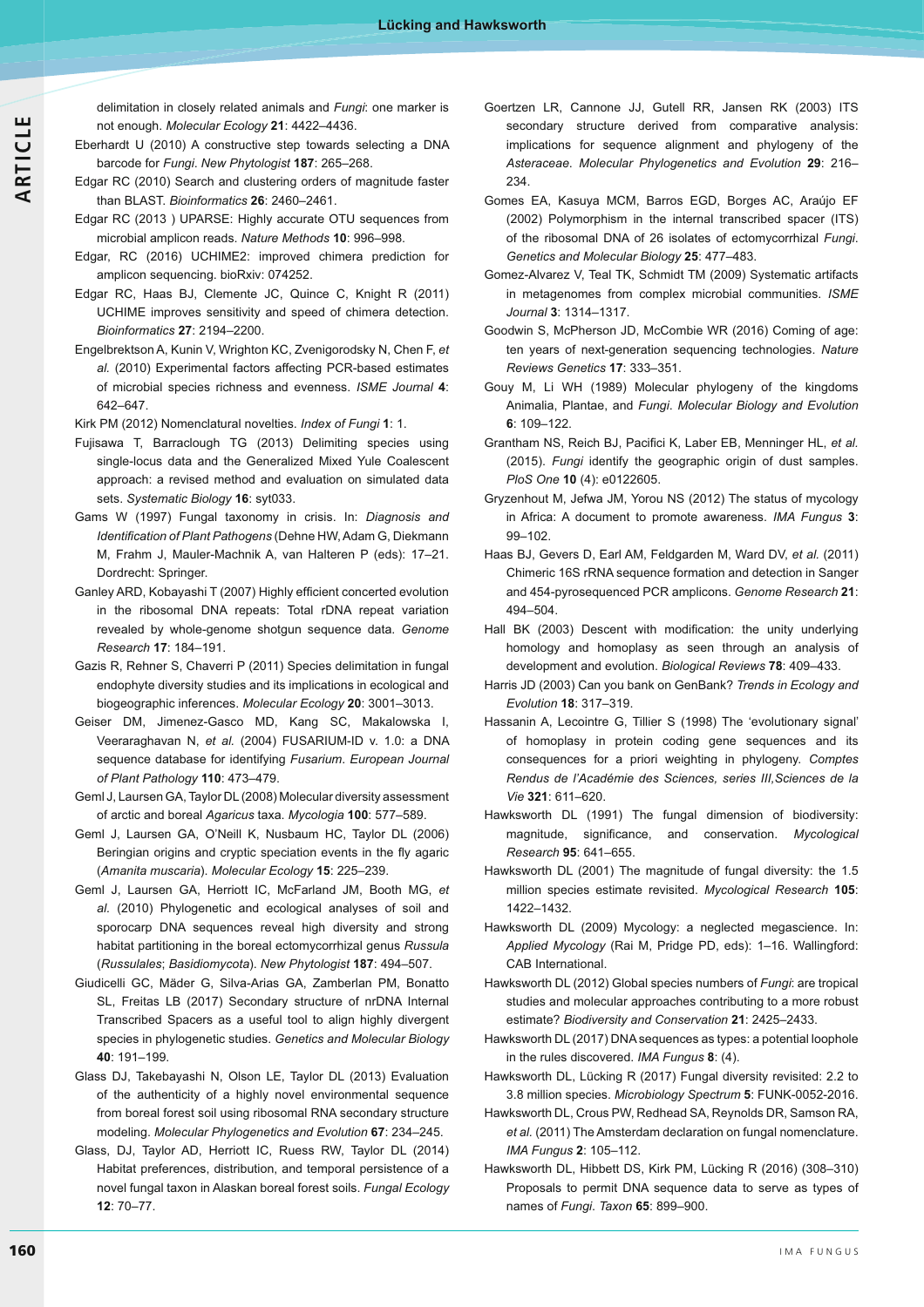delimitation in closely related animals and *Fungi*: one marker is not enough. *Molecular Ecology* **21**: 4422–4436.

Eberhardt U (2010) A constructive step towards selecting a DNA barcode for *Fungi*. *New Phytologist* **187**: 265–268.

Edgar RC (2010) Search and clustering orders of magnitude faster than BLAST. *Bioinformatics* **26**: 2460–2461.

Edgar RC (2013 ) UPARSE: Highly accurate OTU sequences from microbial amplicon reads. *Nature Methods* **10**: 996–998.

Edgar, RC (2016) UCHIME2: improved chimera prediction for amplicon sequencing. bioRxiv: 074252.

Edgar RC, Haas BJ, Clemente JC, Quince C, Knight R (2011) UCHIME improves sensitivity and speed of chimera detection. *Bioinformatics* **27**: 2194–2200.

Engelbrektson A, Kunin V, Wrighton KC, Zvenigorodsky N, Chen F, *et al.* (2010) Experimental factors affecting PCR-based estimates of microbial species richness and evenness. *ISME Journal* **4**: 642–647.

Kirk PM (2012) Nomenclatural novelties. *Index of Fungi* **1**: 1.

Fujisawa T, Barraclough TG (2013) Delimiting species using single-locus data and the Generalized Mixed Yule Coalescent approach: a revised method and evaluation on simulated data sets. *Systematic Biology* **16**: syt033.

Gams W (1997) Fungal taxonomy in crisis. In: *Diagnosis and Identification of Plant Pathogens* (Dehne HW, Adam G, Diekmann M, Frahm J, Mauler-Machnik A, van Halteren P (eds): 17–21. Dordrecht: Springer.

Ganley ARD, Kobayashi T (2007) Highly efficient concerted evolution in the ribosomal DNA repeats: Total rDNA repeat variation revealed by whole-genome shotgun sequence data. *Genome Research* **17**: 184–191.

Gazis R, Rehner S, Chaverri P (2011) Species delimitation in fungal endophyte diversity studies and its implications in ecological and biogeographic inferences. *Molecular Ecology* **20**: 3001–3013.

Geiser DM, Jimenez-Gasco MD, Kang SC, Makalowska I, Veeraraghavan N, *et al.* (2004) FUSARIUM-ID v. 1.0: a DNA sequence database for identifying *Fusarium*. *European Journal of Plant Pathology* **110**: 473–479.

Geml J, Laursen GA, Taylor DL (2008) Molecular diversity assessment of arctic and boreal *Agaricus* taxa. *Mycologia* **100**: 577–589.

Geml J, Laursen GA, O'Neill K, Nusbaum HC, Taylor DL (2006) Beringian origins and cryptic speciation events in the fly agaric (*Amanita muscaria*). *Molecular Ecology* **15**: 225–239.

Geml J, Laursen GA, Herriott IC, McFarland JM, Booth MG, *et al.* (2010) Phylogenetic and ecological analyses of soil and sporocarp DNA sequences reveal high diversity and strong habitat partitioning in the boreal ectomycorrhizal genus *Russula* (*Russulales*; *Basidiomycota*). *New Phytologist* **187**: 494–507.

Giudicelli GC, Mäder G, Silva-Arias GA, Zamberlan PM, Bonatto SL, Freitas LB (2017) Secondary structure of nrDNA Internal Transcribed Spacers as a useful tool to align highly divergent species in phylogenetic studies. *Genetics and Molecular Biology* **40**: 191–199.

Glass DJ, Takebayashi N, Olson LE, Taylor DL (2013) Evaluation of the authenticity of a highly novel environmental sequence from boreal forest soil using ribosomal RNA secondary structure modeling. *Molecular Phylogenetics and Evolution* **67**: 234–245.

Glass, DJ, Taylor AD, Herriott IC, Ruess RW, Taylor DL (2014) Habitat preferences, distribution, and temporal persistence of a novel fungal taxon in Alaskan boreal forest soils. *Fungal Ecology* **12**: 70–77.

Goertzen LR, Cannone JJ, Gutell RR, Jansen RK (2003) ITS secondary structure derived from comparative analysis: implications for sequence alignment and phylogeny of the *Asteraceae*. *Molecular Phylogenetics and Evolution* **29**: 216–234.

Gomes EA, Kasuya MCM, Barros EGD, Borges AC, Araújo EF (2002) Polymorphism in the internal transcribed spacer (ITS) of the ribosomal DNA of 26 isolates of ectomycorrhizal *Fungi*. *Genetics and Molecular Biology* **25**: 477–483.

Gomez-Alvarez V, Teal TK, Schmidt TM (2009) Systematic artifacts in metagenomes from complex microbial communities. *ISME Journal* **3**: 1314–1317.

Goodwin S, McPherson JD, McCombie WR (2016) Coming of age: ten years of next-generation sequencing technologies. *Nature Reviews Genetics* **17**: 333–351.

Gouy M, Li WH (1989) Molecular phylogeny of the kingdoms Animalia, Plantae, and *Fungi*. *Molecular Biology and Evolution* **6**: 109–122.

Grantham NS, Reich BJ, Pacifici K, Laber EB, Menninger HL, *et al.* (2015). *Fungi* identify the geographic origin of dust samples. *PloS One* **10** (4): e0122605.

Gryzenhout M, Jefwa JM, Yorou NS (2012) The status of mycology in Africa: A document to promote awareness. *IMA Fungus* **3**: 99–102.

Haas BJ, Gevers D, Earl AM, Feldgarden M, Ward DV, *et al.* (2011) Chimeric 16S rRNA sequence formation and detection in Sanger and 454-pyrosequenced PCR amplicons. *Genome Research* **21**: 494–504.

Hall BK (2003) Descent with modification: the unity underlying homology and homoplasy as seen through an analysis of development and evolution. *Biological Reviews* **78**: 409–433.

Harris JD (2003) Can you bank on GenBank? *Trends in Ecology and Evolution* **18**: 317–319.

Hassanin A, Lecointre G, Tillier S (1998) The 'evolutionary signal' of homoplasy in protein coding gene sequences and its consequences for a priori weighting in phylogeny. *Comptes Rendus de l'Académie des Sciences, series III,Sciences de la Vie* **321**: 611–620.

Hawksworth DL (1991) The fungal dimension of biodiversity: magnitude, significance, and conservation. *Mycological Research* **95**: 641–655.

Hawksworth DL (2001) The magnitude of fungal diversity: the 1.5 million species estimate revisited. *Mycological Research* **105**: 1422–1432.

Hawksworth DL (2009) Mycology: a neglected megascience. In: *Applied Mycology* (Rai M, Pridge PD, eds): 1–16. Wallingford: CAB International.

Hawksworth DL (2012) Global species numbers of *Fungi*: are tropical studies and molecular approaches contributing to a more robust estimate? *Biodiversity and Conservation* **21**: 2425–2433.

Hawksworth DL (2017) DNA sequences as types: a potential loophole in the rules discovered. *IMA Fungus* **8**: (4).

Hawksworth DL, Lücking R (2017) Fungal diversity revisited: 2.2 to 3.8 million species. *Microbiology Spectrum* **5**: FUNK-0052-2016.

Hawksworth DL, Crous PW, Redhead SA, Reynolds DR, Samson RA, *et al.* (2011) The Amsterdam declaration on fungal nomenclature. *IMA Fungus* **2**: 105–112.

Hawksworth DL, Hibbett DS, Kirk PM, Lücking R (2016) (308–310) Proposals to permit DNA sequence data to serve as types of names of *Fungi*. *Taxon* **65**: 899–900.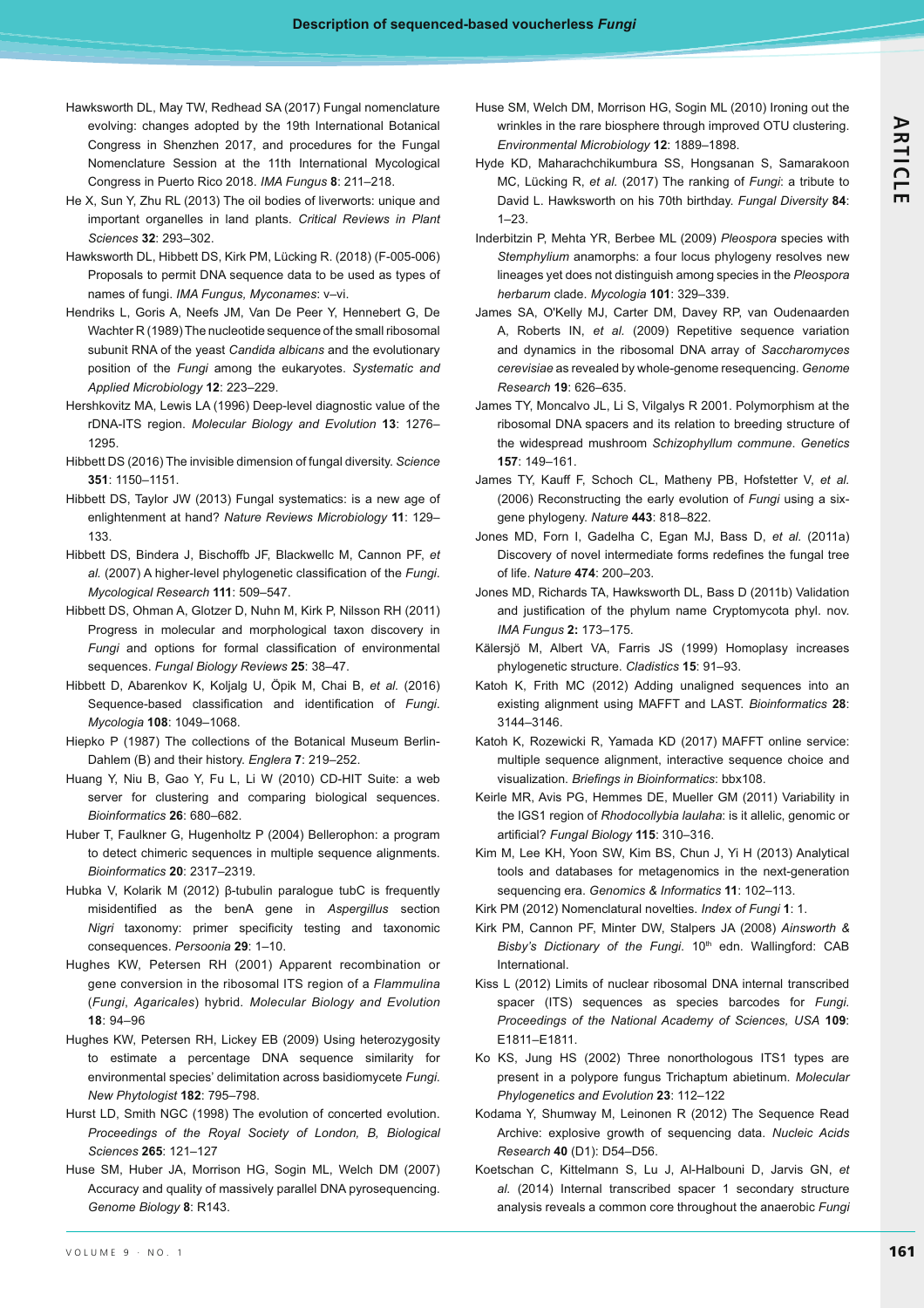Hawksworth DL, May TW, Redhead SA (2017) Fungal nomenclature evolving: changes adopted by the 19th International Botanical Congress in Shenzhen 2017, and procedures for the Fungal Nomenclature Session at the 11th International Mycological Congress in Puerto Rico 2018. *IMA Fungus* **8**: 211–218.

He X, Sun Y, Zhu RL (2013) The oil bodies of liverworts: unique and important organelles in land plants. *Critical Reviews in Plant Sciences* **32**: 293–302.

Hawksworth DL, Hibbett DS, Kirk PM, Lücking R. (2018) (F-005-006) Proposals to permit DNA sequence data to be used as types of names of fungi. *IMA Fungus, Myconames*: v–vi.

Hendriks L, Goris A, Neefs JM, Van De Peer Y, Hennebert G, De Wachter R (1989) The nucleotide sequence of the small ribosomal subunit RNA of the yeast *Candida albicans* and the evolutionary position of the *Fungi* among the eukaryotes. *Systematic and Applied Microbiology* **12**: 223–229.

Hershkovitz MA, Lewis LA (1996) Deep-level diagnostic value of the rDNA-ITS region. *Molecular Biology and Evolution* **13**: 1276–1295.

Hibbett DS (2016) The invisible dimension of fungal diversity. *Science* **351**: 1150–1151.

Hibbett DS, Taylor JW (2013) Fungal systematics: is a new age of enlightenment at hand? *Nature Reviews Microbiology* **11**: 129–133.

Hibbett DS, Bindera J, Bischoffb JF, Blackwellc M, Cannon PF, *et al.* (2007) A higher-level phylogenetic classification of the *Fungi*. *Mycological Research* **111**: 509–547.

Hibbett DS, Ohman A, Glotzer D, Nuhn M, Kirk P, Nilsson RH (2011) Progress in molecular and morphological taxon discovery in *Fungi* and options for formal classification of environmental sequences. *Fungal Biology Reviews* **25**: 38–47.

Hibbett D, Abarenkov K, Koljalg U, Öpik M, Chai B, *et al.* (2016) Sequence-based classification and identification of *Fungi*. *Mycologia* **108**: 1049–1068.

Hiepko P (1987) The collections of the Botanical Museum Berlin-Dahlem (B) and their history. *Englera* **7**: 219–252.

Huang Y, Niu B, Gao Y, Fu L, Li W (2010) CD-HIT Suite: a web server for clustering and comparing biological sequences. *Bioinformatics* **26**: 680–682.

Huber T, Faulkner G, Hugenholtz P (2004) Bellerophon: a program to detect chimeric sequences in multiple sequence alignments. *Bioinformatics* **20**: 2317–2319.

Hubka V, Kolarik M (2012) β-tubulin paralogue tubC is frequently misidentified as the benA gene in *Aspergillus* section *Nigri* taxonomy: primer specificity testing and taxonomic consequences. *Persoonia* **29**: 1–10.

Hughes KW, Petersen RH (2001) Apparent recombination or gene conversion in the ribosomal ITS region of a *Flammulina* (*Fungi*, *Agaricales*) hybrid. *Molecular Biology and Evolution* **18**: 94–96

Hughes KW, Petersen RH, Lickey EB (2009) Using heterozygosity to estimate a percentage DNA sequence similarity for environmental species' delimitation across basidiomycete *Fungi*. *New Phytologist* **182**: 795–798.

Hurst LD, Smith NGC (1998) The evolution of concerted evolution. *Proceedings of the Royal Society of London, B, Biological Sciences* **265**: 121–127

Huse SM, Huber JA, Morrison HG, Sogin ML, Welch DM (2007) Accuracy and quality of massively parallel DNA pyrosequencing. *Genome Biology* **8**: R143.

Huse SM, Welch DM, Morrison HG, Sogin ML (2010) Ironing out the wrinkles in the rare biosphere through improved OTU clustering. *Environmental Microbiology* **12**: 1889–1898.

Hyde KD, Maharachchikumbura SS, Hongsanan S, Samarakoon MC, Lücking R, *et al.* (2017) The ranking of *Fungi*: a tribute to David L. Hawksworth on his 70th birthday. *Fungal Diversity* **84**: 1–23.

Inderbitzin P, Mehta YR, Berbee ML (2009) *Pleospora* species with *Stemphylium* anamorphs: a four locus phylogeny resolves new lineages yet does not distinguish among species in the *Pleospora herbarum* clade. *Mycologia* **101**: 329–339.

James SA, O'Kelly MJ, Carter DM, Davey RP, van Oudenaarden A, Roberts IN, *et al.* (2009) Repetitive sequence variation and dynamics in the ribosomal DNA array of *Saccharomyces cerevisiae* as revealed by whole-genome resequencing. *Genome Research* **19**: 626–635.

James TY, Moncalvo JL, Li S, Vilgalys R 2001. Polymorphism at the ribosomal DNA spacers and its relation to breeding structure of the widespread mushroom *Schizophyllum commune*. *Genetics* **157**: 149–161.

James TY, Kauff F, Schoch CL, Matheny PB, Hofstetter V, *et al.* (2006) Reconstructing the early evolution of *Fungi* using a six-gene phylogeny. *Nature* **443**: 818–822.

Jones MD, Forn I, Gadelha C, Egan MJ, Bass D, *et al.* (2011a) Discovery of novel intermediate forms redefines the fungal tree of life. *Nature* **474**: 200–203.

Jones MD, Richards TA, Hawksworth DL, Bass D (2011b) Validation and justification of the phylum name Cryptomycota phyl. nov. *IMA Fungus* **2:** 173–175.

Källersjö M, Albert VA, Farris JS (1999) Homoplasy increases phylogenetic structure. *Cladistics* **15**: 91–93.

Katoh K, Frith MC (2012) Adding unaligned sequences into an existing alignment using MAFFT and LAST. *Bioinformatics* **28**: 3144–3146.

Katoh K, Rozewicki R, Yamada KD (2017) MAFFT online service: multiple sequence alignment, interactive sequence choice and visualization. *Briefings in Bioinformatics*: bbx108.

Keirle MR, Avis PG, Hemmes DE, Mueller GM (2011) Variability in the IGS1 region of *Rhodocollybia laulaha*: is it allelic, genomic or artificial? *Fungal Biology* **115**: 310–316.

Kim M, Lee KH, Yoon SW, Kim BS, Chun J, Yi H (2013) Analytical tools and databases for metagenomics in the next-generation sequencing era. *Genomics & Informatics* **11**: 102–113.

Kirk PM (2012) Nomenclatural novelties. *Index of Fungi* **1**: 1.

Kirk PM, Cannon PF, Minter DW, Stalpers JA (2008) *Ainsworth & Bisby's Dictionary of the Fungi.* 10th edn. Wallingford: CAB International.

Kiss L (2012) Limits of nuclear ribosomal DNA internal transcribed spacer (ITS) sequences as species barcodes for *Fungi*. *Proceedings of the National Academy of Sciences, USA* **109**: E1811–E1811.

Ko KS, Jung HS (2002) Three nonorthologous ITS1 types are present in a polypore fungus Trichaptum abietinum. *Molecular Phylogenetics and Evolution* **23**: 112–122

Kodama Y, Shumway M, Leinonen R (2012) The Sequence Read Archive: explosive growth of sequencing data. *Nucleic Acids Research* **40** (D1): D54–D56.

Koetschan C, Kittelmann S, Lu J, Al-Halbouni D, Jarvis GN, *et al.* (2014) Internal transcribed spacer 1 secondary structure analysis reveals a common core throughout the anaerobic *Fungi*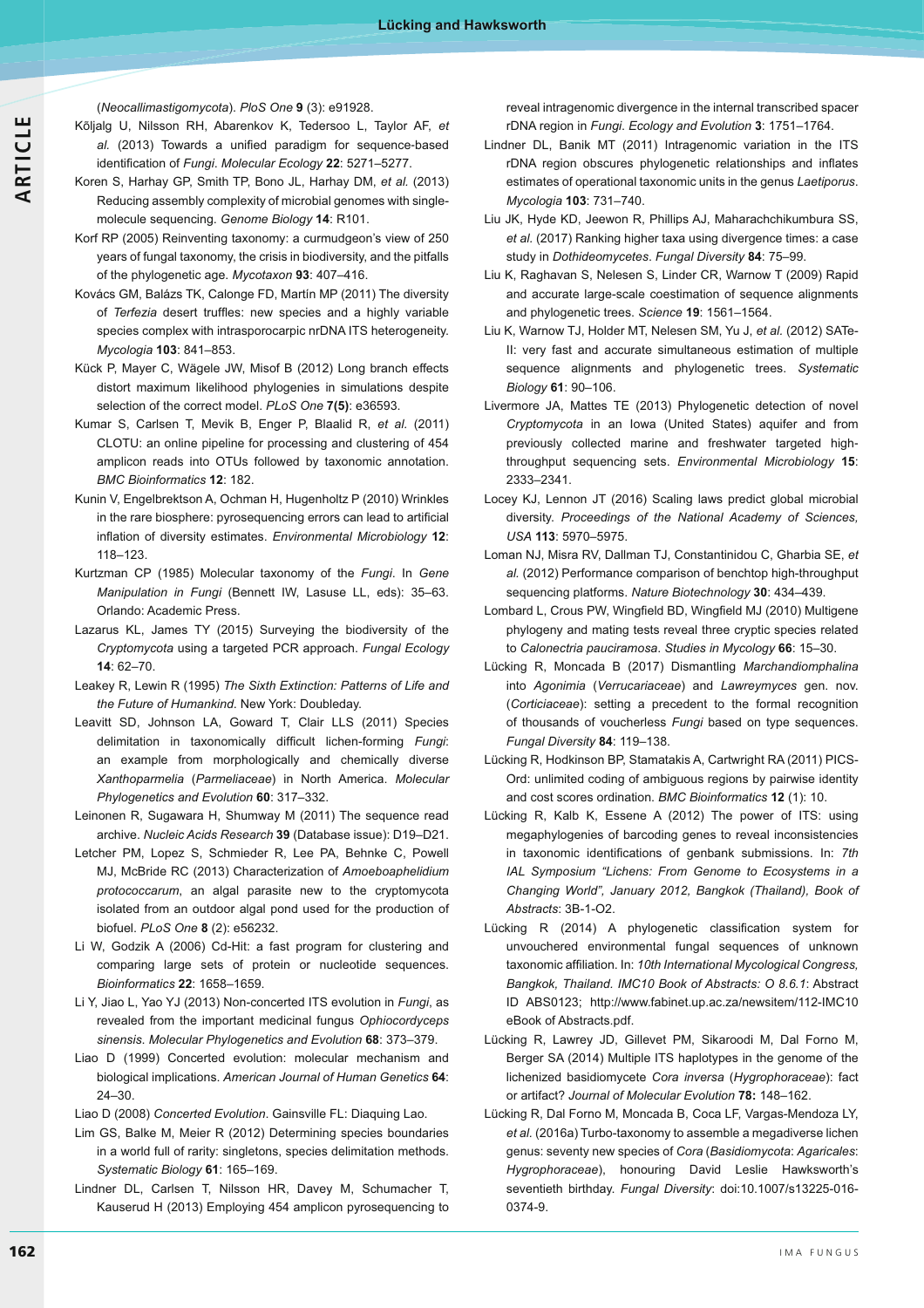(*Neocallimastigomycota*). *PloS One* **9** (3): e91928.

Kõljalg U, Nilsson RH, Abarenkov K, Tedersoo L, Taylor AF, *et al.* (2013) Towards a unified paradigm for sequence-based identification of *Fungi*. *Molecular Ecology* **22**: 5271–5277.

Koren S, Harhay GP, Smith TP, Bono JL, Harhay DM, *et al.* (2013) Reducing assembly complexity of microbial genomes with single-molecule sequencing. *Genome Biology* **14**: R101.

Korf RP (2005) Reinventing taxonomy: a curmudgeon's view of 250 years of fungal taxonomy, the crisis in biodiversity, and the pitfalls of the phylogenetic age. *Mycotaxon* **93**: 407–416.

Kovács GM, Balázs TK, Calonge FD, Martín MP (2011) The diversity of *Terfezia* desert truffles: new species and a highly variable species complex with intrasporocarpic nrDNA ITS heterogeneity. *Mycologia* **103**: 841–853.

Kück P, Mayer C, Wägele JW, Misof B (2012) Long branch effects distort maximum likelihood phylogenies in simulations despite selection of the correct model. *PLoS One* **7(5)**: e36593.

Kumar S, Carlsen T, Mevik B, Enger P, Blaalid R, *et al.* (2011) CLOTU: an online pipeline for processing and clustering of 454 amplicon reads into OTUs followed by taxonomic annotation. *BMC Bioinformatics* **12**: 182.

Kunin V, Engelbrektson A, Ochman H, Hugenholtz P (2010) Wrinkles in the rare biosphere: pyrosequencing errors can lead to artificial inflation of diversity estimates. *Environmental Microbiology* **12**: 118–123.

Kurtzman CP (1985) Molecular taxonomy of the *Fungi*. In *Gene Manipulation in Fungi* (Bennett IW, Lasuse LL, eds): 35–63. Orlando: Academic Press.

Lazarus KL, James TY (2015) Surveying the biodiversity of the *Cryptomycota* using a targeted PCR approach. *Fungal Ecology* **14**: 62–70.

Leakey R, Lewin R (1995) *The Sixth Extinction: Patterns of Life and the Future of Humankind*. New York: Doubleday.

Leavitt SD, Johnson LA, Goward T, Clair LLS (2011) Species delimitation in taxonomically difficult lichen-forming *Fungi*: an example from morphologically and chemically diverse *Xanthoparmelia* (*Parmeliaceae*) in North America. *Molecular Phylogenetics and Evolution* **60**: 317–332.

Leinonen R, Sugawara H, Shumway M (2011) The sequence read archive. *Nucleic Acids Research* **39** (Database issue): D19–D21.

Letcher PM, Lopez S, Schmieder R, Lee PA, Behnke C, Powell MJ, McBride RC (2013) Characterization of *Amoeboaphelidium protococcarum*, an algal parasite new to the cryptomycota isolated from an outdoor algal pond used for the production of biofuel. *PLoS One* **8** (2): e56232.

Li W, Godzik A (2006) Cd-Hit: a fast program for clustering and comparing large sets of protein or nucleotide sequences. *Bioinformatics* **22**: 1658–1659.

Li Y, Jiao L, Yao YJ (2013) Non-concerted ITS evolution in *Fungi*, as revealed from the important medicinal fungus *Ophiocordyceps sinensis*. *Molecular Phylogenetics and Evolution* **68**: 373–379.

Liao D (1999) Concerted evolution: molecular mechanism and biological implications. *American Journal of Human Genetics* **64**: 24–30.

Liao D (2008) *Concerted Evolution*. Gainsville FL: Diaquing Lao.

Lim GS, Balke M, Meier R (2012) Determining species boundaries in a world full of rarity: singletons, species delimitation methods. *Systematic Biology* **61**: 165–169.

Lindner DL, Carlsen T, Nilsson HR, Davey M, Schumacher T, Kauserud H (2013) Employing 454 amplicon pyrosequencing to reveal intragenomic divergence in the internal transcribed spacer rDNA region in *Fungi*. *Ecology and Evolution* **3**: 1751–1764.

Lindner DL, Banik MT (2011) Intragenomic variation in the ITS rDNA region obscures phylogenetic relationships and inflates estimates of operational taxonomic units in the genus *Laetiporus*. *Mycologia* **103**: 731–740.

Liu JK, Hyde KD, Jeewon R, Phillips AJ, Maharachchikumbura SS, *et al.* (2017) Ranking higher taxa using divergence times: a case study in *Dothideomycetes*. *Fungal Diversity* **84**: 75–99.

Liu K, Raghavan S, Nelesen S, Linder CR, Warnow T (2009) Rapid and accurate large-scale coestimation of sequence alignments and phylogenetic trees. *Science* **19**: 1561–1564.

Liu K, Warnow TJ, Holder MT, Nelesen SM, Yu J, *et al.* (2012) SATe-II: very fast and accurate simultaneous estimation of multiple sequence alignments and phylogenetic trees. *Systematic Biology* **61**: 90–106.

Livermore JA, Mattes TE (2013) Phylogenetic detection of novel *Cryptomycota* in an Iowa (United States) aquifer and from previously collected marine and freshwater targeted high-throughput sequencing sets. *Environmental Microbiology* **15**: 2333–2341.

Locey KJ, Lennon JT (2016) Scaling laws predict global microbial diversity. *Proceedings of the National Academy of Sciences, USA* **113**: 5970–5975.

Loman NJ, Misra RV, Dallman TJ, Constantinidou C, Gharbia SE, *et al.* (2012) Performance comparison of benchtop high-throughput sequencing platforms. *Nature Biotechnology* **30**: 434–439.

Lombard L, Crous PW, Wingfield BD, Wingfield MJ (2010) Multigene phylogeny and mating tests reveal three cryptic species related to *Calonectria pauciramosa*. *Studies in Mycology* **66**: 15–30.

Lücking R, Moncada B (2017) Dismantling *Marchandiomphalina* into *Agonimia* (*Verrucariaceae*) and *Lawreymyces* gen. nov. (*Corticiaceae*): setting a precedent to the formal recognition of thousands of voucherless *Fungi* based on type sequences. *Fungal Diversity* **84**: 119–138.

Lücking R, Hodkinson BP, Stamatakis A, Cartwright RA (2011) PICS-Ord: unlimited coding of ambiguous regions by pairwise identity and cost scores ordination. *BMC Bioinformatics* **12** (1): 10.

Lücking R, Kalb K, Essene A (2012) The power of ITS: using megaphylogenies of barcoding genes to reveal inconsistencies in taxonomic identifications of genbank submissions. In: *7th IAL Symposium "Lichens: From Genome to Ecosystems in a Changing World", January 2012, Bangkok (Thailand), Book of Abstracts*: 3B-1-O2.

Lücking R (2014) A phylogenetic classification system for unvouchered environmental fungal sequences of unknown taxonomic affiliation. In: *10th International Mycological Congress, Bangkok, Thailand. IMC10 Book of Abstracts: O 8.6.1*: Abstract ID ABS0123; http://www.fabinet.up.ac.za/newsitem/112-IMC10 eBook of Abstracts.pdf.

Lücking R, Lawrey JD, Gillevet PM, Sikaroodi M, Dal Forno M, Berger SA (2014) Multiple ITS haplotypes in the genome of the lichenized basidiomycete *Cora inversa* (*Hygrophoraceae*): fact or artifact? *Journal of Molecular Evolution* **78:** 148–162.

Lücking R, Dal Forno M, Moncada B, Coca LF, Vargas-Mendoza LY, *et al.* (2016a) Turbo-taxonomy to assemble a megadiverse lichen genus: seventy new species of *Cora* (*Basidiomycota*: *Agaricales*: *Hygrophoraceae*), honouring David Leslie Hawksworth's seventieth birthday. *Fungal Diversity*: doi:10.1007/s13225-016-0374-9.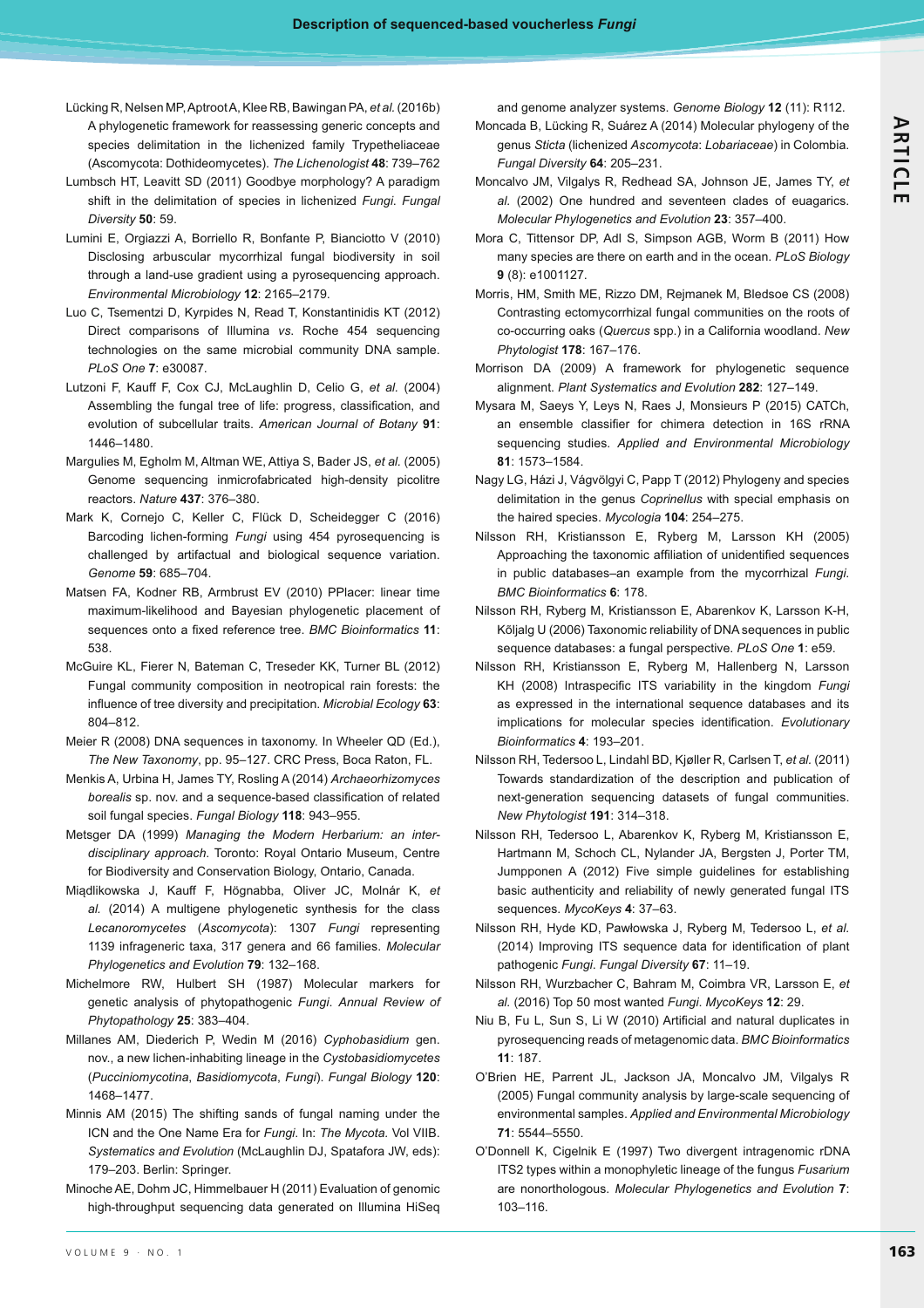Lücking R, Nelsen MP, Aptroot A, Klee RB, Bawingan PA, *et al.* (2016b) A phylogenetic framework for reassessing generic concepts and species delimitation in the lichenized family Trypetheliaceae (Ascomycota: Dothideomycetes). *The Lichenologist* **48**: 739–762

Lumbsch HT, Leavitt SD (2011) Goodbye morphology? A paradigm shift in the delimitation of species in lichenized *Fungi*. *Fungal Diversity* **50**: 59.

Lumini E, Orgiazzi A, Borriello R, Bonfante P, Bianciotto V (2010) Disclosing arbuscular mycorrhizal fungal biodiversity in soil through a land-use gradient using a pyrosequencing approach. *Environmental Microbiology* **12**: 2165–2179.

Luo C, Tsementzi D, Kyrpides N, Read T, Konstantinidis KT (2012) Direct comparisons of Illumina *vs.* Roche 454 sequencing technologies on the same microbial community DNA sample. *PLoS One* **7**: e30087.

Lutzoni F, Kauff F, Cox CJ, McLaughlin D, Celio G, *et al.* (2004) Assembling the fungal tree of life: progress, classification, and evolution of subcellular traits. *American Journal of Botany* **91**: 1446–1480.

Margulies M, Egholm M, Altman WE, Attiya S, Bader JS, *et al.* (2005) Genome sequencing inmicrofabricated high-density picolitre reactors. *Nature* **437**: 376–380.

Mark K, Cornejo C, Keller C, Flück D, Scheidegger C (2016) Barcoding lichen-forming *Fungi* using 454 pyrosequencing is challenged by artifactual and biological sequence variation. *Genome* **59**: 685–704.

Matsen FA, Kodner RB, Armbrust EV (2010) PPlacer: linear time maximum-likelihood and Bayesian phylogenetic placement of sequences onto a fixed reference tree. *BMC Bioinformatics* **11**: 538.

McGuire KL, Fierer N, Bateman C, Treseder KK, Turner BL (2012) Fungal community composition in neotropical rain forests: the influence of tree diversity and precipitation. *Microbial Ecology* **63**: 804–812.

Meier R (2008) DNA sequences in taxonomy. In Wheeler QD (Ed.), *The New Taxonomy*, pp. 95–127. CRC Press, Boca Raton, FL.

Menkis A, Urbina H, James TY, Rosling A (2014) *Archaeorhizomyces borealis* sp. nov. and a sequence-based classification of related soil fungal species. *Fungal Biology* **118**: 943–955.

Metsger DA (1999) *Managing the Modern Herbarium: an inter-disciplinary approach*. Toronto: Royal Ontario Museum, Centre for Biodiversity and Conservation Biology, Ontario, Canada.

Miądlikowska J, Kauff F, Högnabba, Oliver JC, Molnár K, *et al.* (2014) A multigene phylogenetic synthesis for the class *Lecanoromycetes* (*Ascomycota*): 1307 *Fungi* representing 1139 infrageneric taxa, 317 genera and 66 families. *Molecular Phylogenetics and Evolution* **79**: 132–168.

Michelmore RW, Hulbert SH (1987) Molecular markers for genetic analysis of phytopathogenic *Fungi*. *Annual Review of Phytopathology* **25**: 383–404.

Millanes AM, Diederich P, Wedin M (2016) *Cyphobasidium* gen. nov., a new lichen-inhabiting lineage in the *Cystobasidiomycetes* (*Pucciniomycotina*, *Basidiomycota*, *Fungi*). *Fungal Biology* **120**: 1468–1477.

Minnis AM (2015) The shifting sands of fungal naming under the ICN and the One Name Era for *Fungi*. In: *The Mycota*. Vol VIIB. *Systematics and Evolution* (McLaughlin DJ, Spatafora JW, eds): 179–203. Berlin: Springer.

Minoche AE, Dohm JC, Himmelbauer H (2011) Evaluation of genomic high-throughput sequencing data generated on Illumina HiSeq and genome analyzer systems. *Genome Biology* **12** (11): R112.

Moncada B, Lücking R, Suárez A (2014) Molecular phylogeny of the genus *Sticta* (lichenized *Ascomycota*: *Lobariaceae*) in Colombia. *Fungal Diversity* **64**: 205–231.

Moncalvo JM, Vilgalys R, Redhead SA, Johnson JE, James TY, *et al.* (2002) One hundred and seventeen clades of euagarics. *Molecular Phylogenetics and Evolution* **23**: 357–400.

Mora C, Tittensor DP, Adl S, Simpson AGB, Worm B (2011) How many species are there on earth and in the ocean. *PLoS Biology* **9** (8): e1001127.

Morris, HM, Smith ME, Rizzo DM, Rejmanek M, Bledsoe CS (2008) Contrasting ectomycorrhizal fungal communities on the roots of co-occurring oaks (*Quercus* spp.) in a California woodland. *New Phytologist* **178**: 167–176.

Morrison DA (2009) A framework for phylogenetic sequence alignment. *Plant Systematics and Evolution* **282**: 127–149.

Mysara M, Saeys Y, Leys N, Raes J, Monsieurs P (2015) CATCh, an ensemble classifier for chimera detection in 16S rRNA sequencing studies. *Applied and Environmental Microbiology* **81**: 1573–1584.

Nagy LG, Házi J, Vágvölgyi C, Papp T (2012) Phylogeny and species delimitation in the genus *Coprinellus* with special emphasis on the haired species. *Mycologia* **104**: 254–275.

Nilsson RH, Kristiansson E, Ryberg M, Larsson KH (2005) Approaching the taxonomic affiliation of unidentified sequences in public databases–an example from the mycorrhizal *Fungi*. *BMC Bioinformatics* **6**: 178.

Nilsson RH, Ryberg M, Kristiansson E, Abarenkov K, Larsson K-H, Kõljalg U (2006) Taxonomic reliability of DNA sequences in public sequence databases: a fungal perspective. *PLoS One* **1**: e59.

Nilsson RH, Kristiansson E, Ryberg M, Hallenberg N, Larsson KH (2008) Intraspecific ITS variability in the kingdom *Fungi* as expressed in the international sequence databases and its implications for molecular species identification. *Evolutionary Bioinformatics* **4**: 193–201.

Nilsson RH, Tedersoo L, Lindahl BD, Kjøller R, Carlsen T, *et al.* (2011) Towards standardization of the description and publication of next-generation sequencing datasets of fungal communities. *New Phytologist* **191**: 314–318.

Nilsson RH, Tedersoo L, Abarenkov K, Ryberg M, Kristiansson E, Hartmann M, Schoch CL, Nylander JA, Bergsten J, Porter TM, Jumpponen A (2012) Five simple guidelines for establishing basic authenticity and reliability of newly generated fungal ITS sequences. *MycoKeys* **4**: 37–63.

Nilsson RH, Hyde KD, Pawłowska J, Ryberg M, Tedersoo L, *et al.* (2014) Improving ITS sequence data for identification of plant pathogenic *Fungi*. *Fungal Diversity* **67**: 11–19.

Nilsson RH, Wurzbacher C, Bahram M, Coimbra VR, Larsson E, *et al.* (2016) Top 50 most wanted *Fungi*. *MycoKeys* **12**: 29.

Niu B, Fu L, Sun S, Li W (2010) Artificial and natural duplicates in pyrosequencing reads of metagenomic data. *BMC Bioinformatics* **11**: 187.

O'Brien HE, Parrent JL, Jackson JA, Moncalvo JM, Vilgalys R (2005) Fungal community analysis by large-scale sequencing of environmental samples. *Applied and Environmental Microbiology* **71**: 5544–5550.

O'Donnell K, Cigelnik E (1997) Two divergent intragenomic rDNA ITS2 types within a monophyletic lineage of the fungus *Fusarium* are nonorthologous. *Molecular Phylogenetics and Evolution* **7**: 103–116.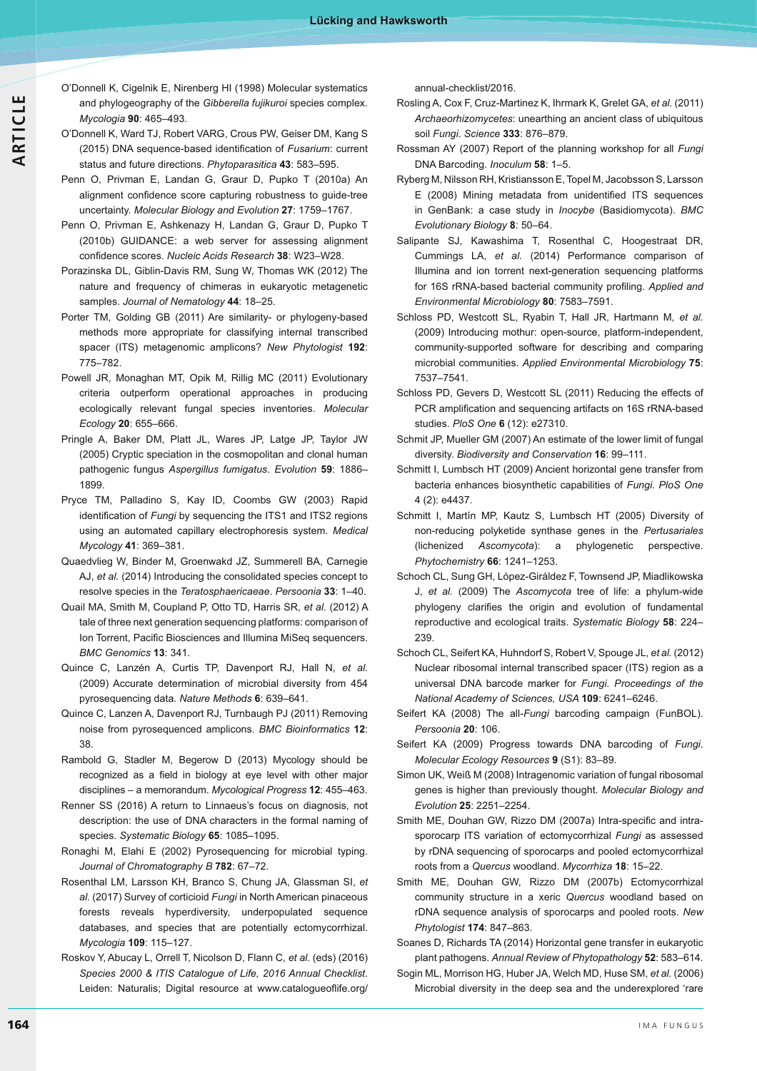O'Donnell K, Cigelnik E, Nirenberg HI (1998) Molecular systematics and phylogeography of the *Gibberella fujikuroi* species complex. *Mycologia* **90**: 465–493.

O'Donnell K, Ward TJ, Robert VARG, Crous PW, Geiser DM, Kang S (2015) DNA sequence-based identification of *Fusarium*: current status and future directions. *Phytoparasitica* **43**: 583–595.

Penn O, Privman E, Landan G, Graur D, Pupko T (2010a) An alignment confidence score capturing robustness to guide-tree uncertainty. *Molecular Biology and Evolution* **27**: 1759–1767.

Penn O, Privman E, Ashkenazy H, Landan G, Graur D, Pupko T (2010b) GUIDANCE: a web server for assessing alignment confidence scores. *Nucleic Acids Research* **38**: W23–W28.

Porazinska DL, Giblin-Davis RM, Sung W, Thomas WK (2012) The nature and frequency of chimeras in eukaryotic metagenetic samples. *Journal of Nematology* **44**: 18–25.

Porter TM, Golding GB (2011) Are similarity- or phylogeny-based methods more appropriate for classifying internal transcribed spacer (ITS) metagenomic amplicons? *New Phytologist* **192**: 775–782.

Powell JR, Monaghan MT, Opik M, Rillig MC (2011) Evolutionary criteria outperform operational approaches in producing ecologically relevant fungal species inventories. *Molecular Ecology* **20**: 655–666.

Pringle A, Baker DM, Platt JL, Wares JP, Latge JP, Taylor JW (2005) Cryptic speciation in the cosmopolitan and clonal human pathogenic fungus *Aspergillus fumigatus*. *Evolution* **59**: 1886–1899.

Pryce TM, Palladino S, Kay ID, Coombs GW (2003) Rapid identification of *Fungi* by sequencing the ITS1 and ITS2 regions using an automated capillary electrophoresis system. *Medical Mycology* **41**: 369–381.

Quaedvlieg W, Binder M, Groenwakd JZ, Summerell BA, Carnegie AJ, *et al.* (2014) Introducing the consolidated species concept to resolve species in the *Teratosphaericaeae*. *Persoonia* **33**: 1–40.

Quail MA, Smith M, Coupland P, Otto TD, Harris SR, *et al.* (2012) A tale of three next generation sequencing platforms: comparison of Ion Torrent, Pacific Biosciences and Illumina MiSeq sequencers. *BMC Genomics* **13**: 341.

Quince C, Lanzén A, Curtis TP, Davenport RJ, Hall N, *et al.* (2009) Accurate determination of microbial diversity from 454 pyrosequencing data. *Nature Methods* **6**: 639–641.

Quince C, Lanzen A, Davenport RJ, Turnbaugh PJ (2011) Removing noise from pyrosequenced amplicons. *BMC Bioinformatics* **12**: 38.

Rambold G, Stadler M, Begerow D (2013) Mycology should be recognized as a field in biology at eye level with other major disciplines – a memorandum. *Mycological Progress* **12**: 455–463.

Renner SS (2016) A return to Linnaeus's focus on diagnosis, not description: the use of DNA characters in the formal naming of species. *Systematic Biology* **65**: 1085–1095.

Ronaghi M, Elahi E (2002) Pyrosequencing for microbial typing. *Journal of Chromatography B* **782**: 67–72.

Rosenthal LM, Larsson KH, Branco S, Chung JA, Glassman SI, *et al.* (2017) Survey of corticioid *Fungi* in North American pinaceous forests reveals hyperdiversity, underpopulated sequence databases, and species that are potentially ectomycorrhizal. *Mycologia* **109**: 115–127.

Roskov Y, Abucay L, Orrell T, Nicolson D, Flann C, *et al.* (eds) (2016) *Species 2000 & ITIS Catalogue of Life, 2016 Annual Checklist*. Leiden: Naturalis; Digital resource at www.catalogueoflife.org/annual-checklist/2016.

Rosling A, Cox F, Cruz-Martinez K, Ihrmark K, Grelet GA, *et al.* (2011) *Archaeorhizomycetes*: unearthing an ancient class of ubiquitous soil *Fungi*. *Science* **333**: 876–879.

Rossman AY (2007) Report of the planning workshop for all *Fungi* DNA Barcoding. *Inoculum* **58**: 1–5.

Ryberg M, Nilsson RH, Kristiansson E, Topel M, Jacobsson S, Larsson E (2008) Mining metadata from unidentified ITS sequences in GenBank: a case study in *Inocybe* (Basidiomycota). *BMC Evolutionary Biology* **8**: 50–64.

Salipante SJ, Kawashima T, Rosenthal C, Hoogestraat DR, Cummings LA, *et al.* (2014) Performance comparison of Illumina and ion torrent next-generation sequencing platforms for 16S rRNA-based bacterial community profiling. *Applied and Environmental Microbiology* **80**: 7583–7591.

Schloss PD, Westcott SL, Ryabin T, Hall JR, Hartmann M, *et al.* (2009) Introducing mothur: open-source, platform-independent, community-supported software for describing and comparing microbial communities. *Applied Environmental Microbiology* **75**: 7537–7541.

Schloss PD, Gevers D, Westcott SL (2011) Reducing the effects of PCR amplification and sequencing artifacts on 16S rRNA-based studies. *PloS One* **6** (12): e27310.

Schmit JP, Mueller GM (2007) An estimate of the lower limit of fungal diversity. *Biodiversity and Conservation* **16**: 99–111.

Schmitt I, Lumbsch HT (2009) Ancient horizontal gene transfer from bacteria enhances biosynthetic capabilities of *Fungi*. *PloS One* 4 (2): e4437.

Schmitt I, Martín MP, Kautz S, Lumbsch HT (2005) Diversity of non-reducing polyketide synthase genes in the *Pertusariales* (lichenized *Ascomycota*): a phylogenetic perspective. *Phytochemistry* **66**: 1241–1253.

Schoch CL, Sung GH, López-Giráldez F, Townsend JP, Miadlikowska J, *et al.* (2009) The *Ascomycota* tree of life: a phylum-wide phylogeny clarifies the origin and evolution of fundamental reproductive and ecological traits. *Systematic Biology* **58**: 224–239.

Schoch CL, Seifert KA, Huhndorf S, Robert V, Spouge JL, *et al.* (2012) Nuclear ribosomal internal transcribed spacer (ITS) region as a universal DNA barcode marker for *Fungi*. *Proceedings of the National Academy of Sciences, USA* **109**: 6241–6246.

Seifert KA (2008) The all-*Fungi* barcoding campaign (FunBOL). *Persoonia* **20**: 106.

Seifert KA (2009) Progress towards DNA barcoding of *Fungi*. *Molecular Ecology Resources* **9** (S1): 83–89.

Simon UK, Weiß M (2008) Intragenomic variation of fungal ribosomal genes is higher than previously thought. *Molecular Biology and Evolution* **25**: 2251–2254.

Smith ME, Douhan GW, Rizzo DM (2007a) Intra-specific and intra-sporocarp ITS variation of ectomycorrhizal *Fungi* as assessed by rDNA sequencing of sporocarps and pooled ectomycorrhizal roots from a *Quercus* woodland. *Mycorrhiza* **18**: 15–22.

Smith ME, Douhan GW, Rizzo DM (2007b) Ectomycorrhizal community structure in a xeric *Quercus* woodland based on rDNA sequence analysis of sporocarps and pooled roots. *New Phytologist* **174**: 847–863.

Soanes D, Richards TA (2014) Horizontal gene transfer in eukaryotic plant pathogens. *Annual Review of Phytopathology* **52**: 583–614.

Sogin ML, Morrison HG, Huber JA, Welch MD, Huse SM, *et al.* (2006) Microbial diversity in the deep sea and the underexplored 'rare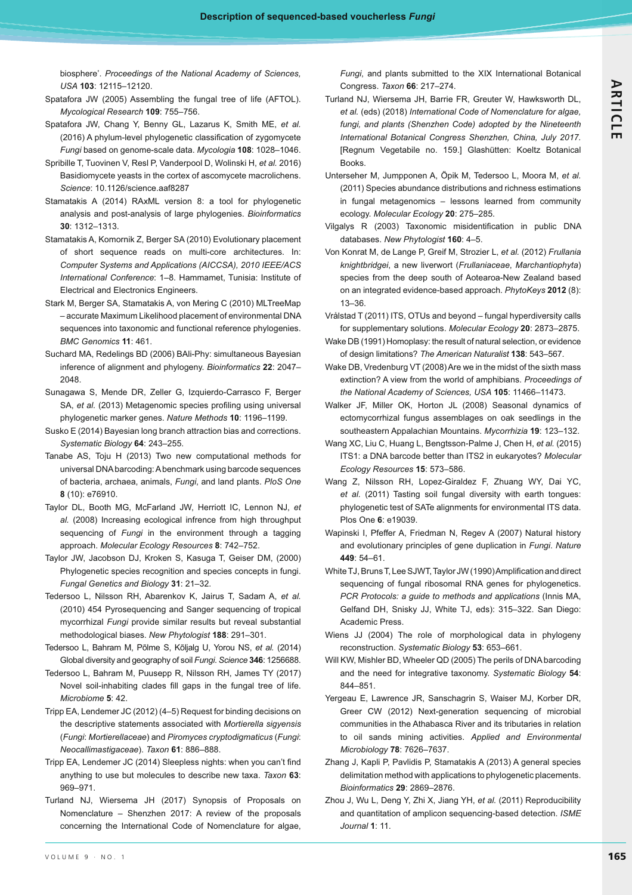biosphere'. *Proceedings of the National Academy of Sciences, USA* **103**: 12115–12120.

Spatafora JW (2005) Assembling the fungal tree of life (AFTOL). *Mycological Research* **109**: 755–756.

Spatafora JW, Chang Y, Benny GL, Lazarus K, Smith ME, *et al.* (2016) A phylum-level phylogenetic classification of zygomycete *Fungi* based on genome-scale data. *Mycologia* **108**: 1028–1046.

Spribille T, Tuovinen V, Resl P, Vanderpool D, Wolinski H, *et al.* 2016) Basidiomycete yeasts in the cortex of ascomycete macrolichens. *Science*: 10.1126/science.aaf8287

Stamatakis A (2014) RAxML version 8: a tool for phylogenetic analysis and post-analysis of large phylogenies. *Bioinformatics* **30**: 1312–1313.

Stamatakis A, Komornik Z, Berger SA (2010) Evolutionary placement of short sequence reads on multi-core architectures. In: *Computer Systems and Applications (AICCSA), 2010 IEEE/ACS International Conference*: 1–8. Hammamet, Tunisia: Institute of Electrical and Electronics Engineers.

Stark M, Berger SA, Stamatakis A, von Mering C (2010) MLTreeMap – accurate Maximum Likelihood placement of environmental DNA sequences into taxonomic and functional reference phylogenies. *BMC Genomics* **11**: 461.

Suchard MA, Redelings BD (2006) BAli-Phy: simultaneous Bayesian inference of alignment and phylogeny. *Bioinformatics* **22**: 2047–2048.

Sunagawa S, Mende DR, Zeller G, Izquierdo-Carrasco F, Berger SA, *et al.* (2013) Metagenomic species profiling using universal phylogenetic marker genes. *Nature Methods* **10**: 1196–1199.

Susko E (2014) Bayesian long branch attraction bias and corrections. *Systematic Biology* **64**: 243–255.

Tanabe AS, Toju H (2013) Two new computational methods for universal DNA barcoding: A benchmark using barcode sequences of bacteria, archaea, animals, *Fungi*, and land plants. *PloS One* **8** (10): e76910.

Taylor DL, Booth MG, McFarland JW, Herriott IC, Lennon NJ, *et al.* (2008) Increasing ecological infrence from high throughput sequencing of *Fungi* in the environment through a tagging approach. *Molecular Ecology Resources* **8**: 742–752.

Taylor JW, Jacobson DJ, Kroken S, Kasuga T, Geiser DM, (2000) Phylogenetic species recognition and species concepts in fungi. *Fungal Genetics and Biology* **31**: 21–32.

Tedersoo L, Nilsson RH, Abarenkov K, Jairus T, Sadam A, *et al.* (2010) 454 Pyrosequencing and Sanger sequencing of tropical mycorrhizal *Fungi* provide similar results but reveal substantial methodological biases. *New Phytologist* **188**: 291–301.

Tedersoo L, Bahram M, Põlme S, Kõljalg U, Yorou NS, *et al.* (2014) Global diversity and geography of soil *Fungi*. *Science* **346**: 1256688.

Tedersoo L, Bahram M, Puusepp R, Nilsson RH, James TY (2017) Novel soil-inhabiting clades fill gaps in the fungal tree of life. *Microbiome* **5**: 42.

Tripp EA, Lendemer JC (2012) (4–5) Request for binding decisions on the descriptive statements associated with *Mortierella sigyensis* (*Fungi*: *Mortierellaceae*) and *Piromyces cryptodigmaticus* (*Fungi*: *Neocallimastigaceae*). *Taxon* **61**: 886–888.

Tripp EA, Lendemer JC (2014) Sleepless nights: when you can't find anything to use but molecules to describe new taxa. *Taxon* **63**: 969–971.

Turland NJ, Wiersema JH (2017) Synopsis of Proposals on Nomenclature – Shenzhen 2017: A review of the proposals concerning the International Code of Nomenclature for algae, *Fungi*, and plants submitted to the XIX International Botanical Congress. *Taxon* **66**: 217–274.

Turland NJ, Wiersema JH, Barrie FR, Greuter W, Hawksworth DL, *et al.* (eds) (2018) *International Code of Nomenclature for algae, fungi, and plants (Shenzhen Code) adopted by the Nineteenth International Botanical Congress Shenzhen, China, July 2017.* [Regnum Vegetabile no. 159.] Glashütten: Koeltz Botanical Books.

Unterseher M, Jumpponen A, Öpik M, Tedersoo L, Moora M, *et al.* (2011) Species abundance distributions and richness estimations in fungal metagenomics – lessons learned from community ecology. *Molecular Ecology* **20**: 275–285.

Vilgalys R (2003) Taxonomic misidentification in public DNA databases. *New Phytologist* **160**: 4–5.

Von Konrat M, de Lange P, Greif M, Strozier L, *et al.* (2012) *Frullania knightbridgei*, a new liverwort (*Frullaniaceae*, *Marchantiophyta*) species from the deep south of Aotearoa-New Zealand based on an integrated evidence-based approach. *PhytoKeys* **2012** (8): 13–36.

Vrålstad T (2011) ITS, OTUs and beyond – fungal hyperdiversity calls for supplementary solutions. *Molecular Ecology* **20**: 2873–2875.

Wake DB (1991) Homoplasy: the result of natural selection, or evidence of design limitations? *The American Naturalist* **138**: 543–567.

Wake DB, Vredenburg VT (2008) Are we in the midst of the sixth mass extinction? A view from the world of amphibians. *Proceedings of the National Academy of Sciences, USA* **105**: 11466–11473.

Walker JF, Miller OK, Horton JL (2008) Seasonal dynamics of ectomycorrhizal fungus assemblages on oak seedlings in the southeastern Appalachian Mountains. *Mycorrhizia* **19**: 123–132.

Wang XC, Liu C, Huang L, Bengtsson-Palme J, Chen H, *et al.* (2015) ITS1: a DNA barcode better than ITS2 in eukaryotes? *Molecular Ecology Resources* **15**: 573–586.

Wang Z, Nilsson RH, Lopez-Giraldez F, Zhuang WY, Dai YC, *et al.* (2011) Tasting soil fungal diversity with earth tongues: phylogenetic test of SATe alignments for environmental ITS data. Plos One **6**: e19039.

Wapinski I, Pfeffer A, Friedman N, Regev A (2007) Natural history and evolutionary principles of gene duplication in *Fungi*. *Nature* **449**: 54–61.

White TJ, Bruns T, Lee SJWT, Taylor JW (1990) Amplification and direct sequencing of fungal ribosomal RNA genes for phylogenetics. *PCR Protocols: a guide to methods and applications* (Innis MA, Gelfand DH, Snisky JJ, White TJ, eds): 315–322. San Diego: Academic Press.

Wiens JJ (2004) The role of morphological data in phylogeny reconstruction. *Systematic Biology* **53**: 653–661.

Will KW, Mishler BD, Wheeler QD (2005) The perils of DNA barcoding and the need for integrative taxonomy. *Systematic Biology* **54**: 844–851.

Yergeau E, Lawrence JR, Sanschagrin S, Waiser MJ, Korber DR, Greer CW (2012) Next-generation sequencing of microbial communities in the Athabasca River and its tributaries in relation to oil sands mining activities. *Applied and Environmental Microbiology* **78**: 7626–7637.

Zhang J, Kapli P, Pavlidis P, Stamatakis A (2013) A general species delimitation method with applications to phylogenetic placements. *Bioinformatics* **29**: 2869–2876.

Zhou J, Wu L, Deng Y, Zhi X, Jiang YH, *et al.* (2011) Reproducibility and quantitation of amplicon sequencing-based detection. *ISME Journal* **1**: 11.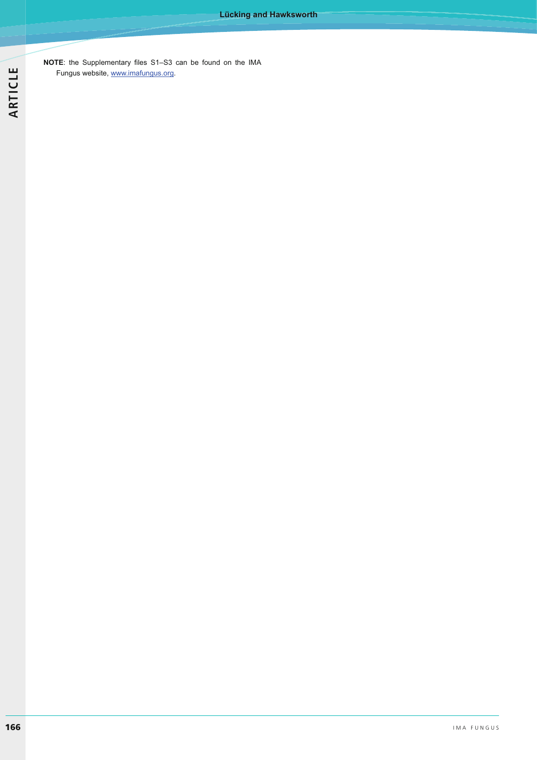**NOTE**: the Supplementary files S1–S3 can be found on the IMA Fungus website, www.imafungus.org.